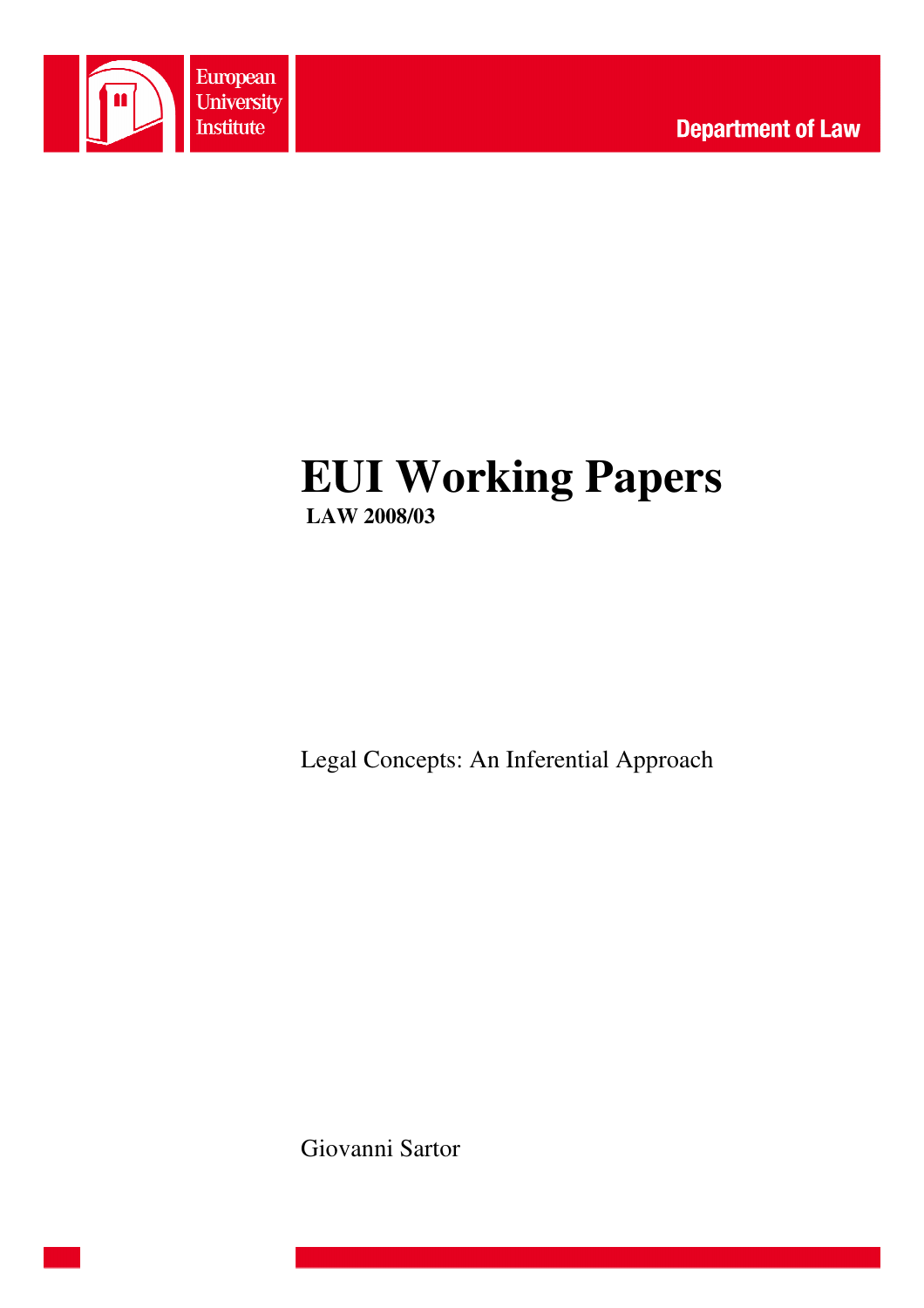European University Institute

Department of Law

# EUI Working Papers

**LAW 2008/03**

Legal Concepts: An Inferential Approach

Giovanni Sartor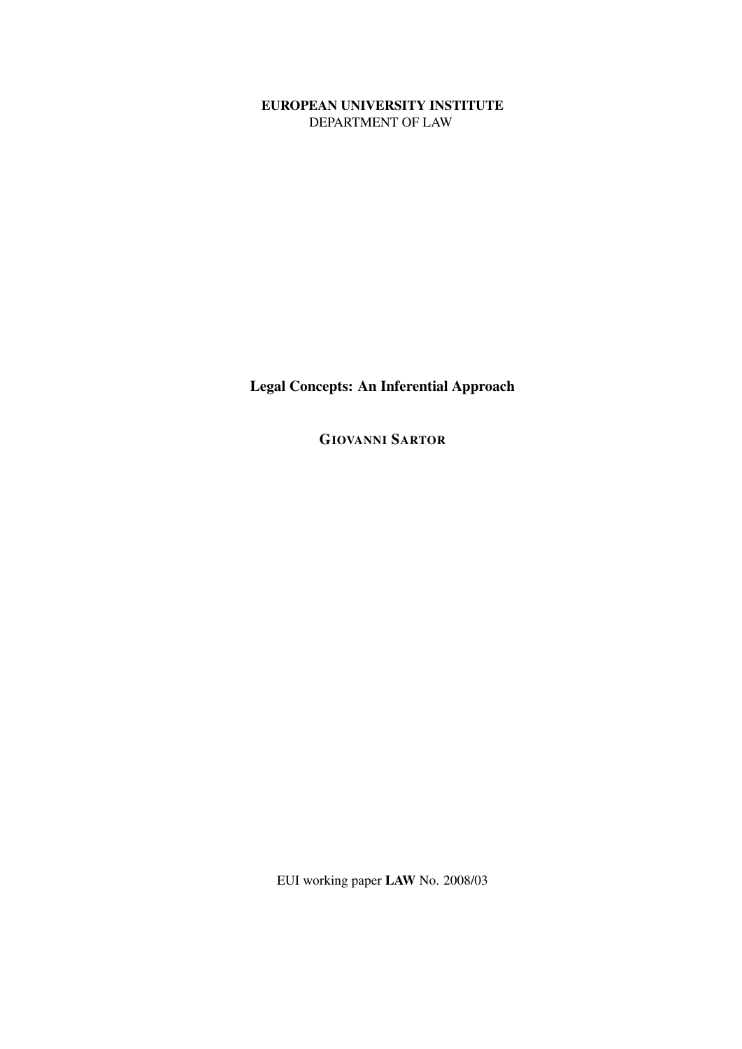**EUROPEAN UNIVERSITY INSTITUTE**
DEPARTMENT OF LAW

# Legal Concepts: An Inferential Approach

**GIOVANNI SARTOR**

EUI working paper **LAW** No. 2008/03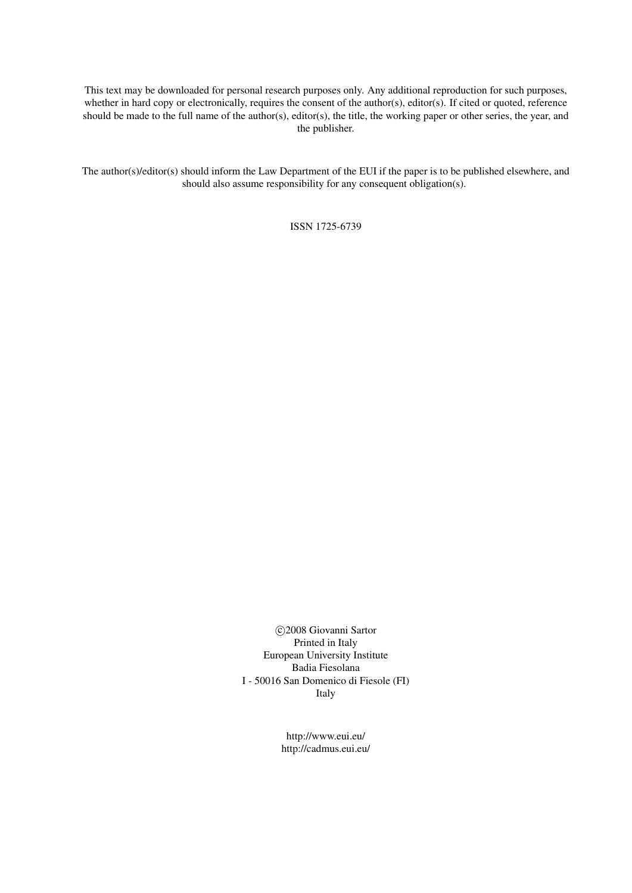This text may be downloaded for personal research purposes only. Any additional reproduction for such purposes, whether in hard copy or electronically, requires the consent of the author(s), editor(s). If cited or quoted, reference should be made to the full name of the author(s), editor(s), the title, the working paper or other series, the year, and the publisher.

The author(s)/editor(s) should inform the Law Department of the EUI if the paper is to be published elsewhere, and should also assume responsibility for any consequent obligation(s).

ISSN 1725-6739

©2008 Giovanni Sartor
Printed in Italy
European University Institute
Badia Fiesolana
I - 50016 San Domenico di Fiesole (FI)
Italy

http://www.eui.eu/
http://cadmus.eui.eu/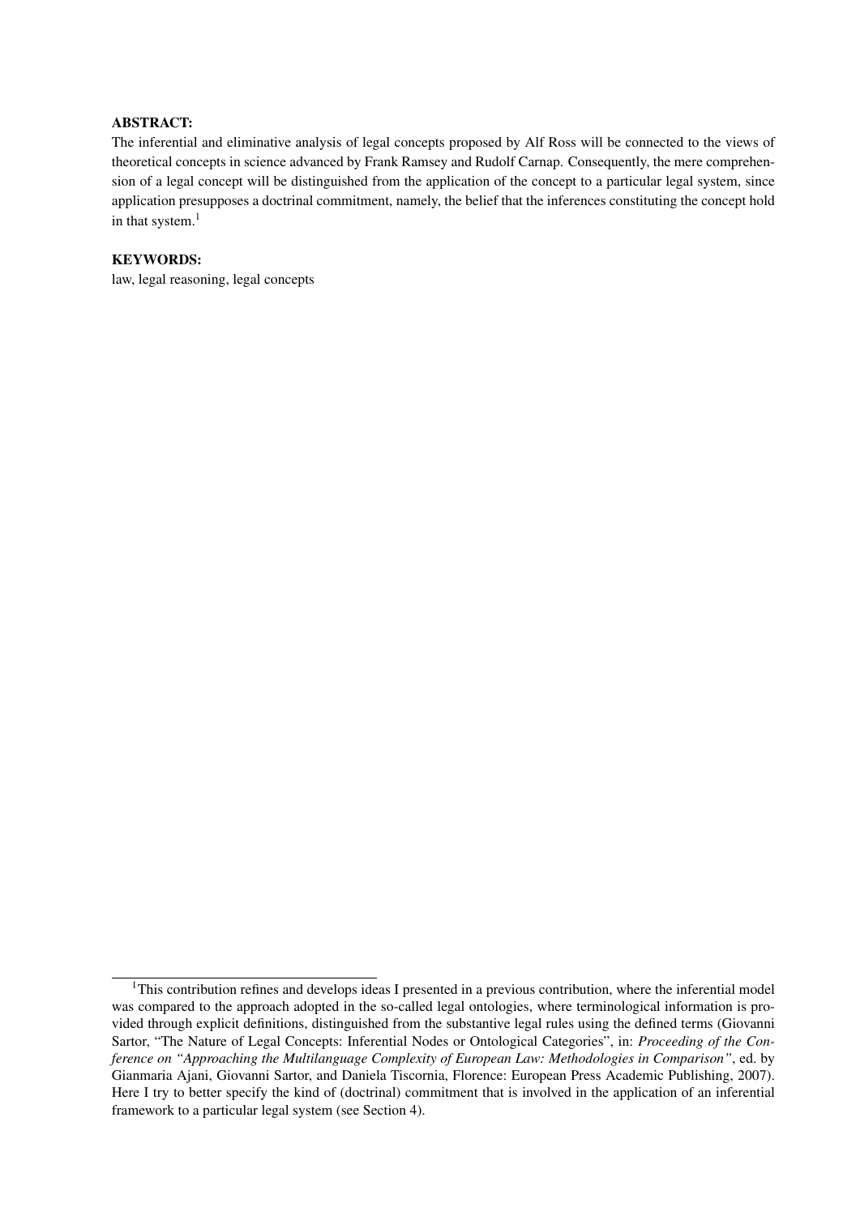**ABSTRACT:**

The inferential and eliminative analysis of legal concepts proposed by Alf Ross will be connected to the views of theoretical concepts in science advanced by Frank Ramsey and Rudolf Carnap. Consequently, the mere comprehension of a legal concept will be distinguished from the application of the concept to a particular legal system, since application presupposes a doctrinal commitment, namely, the belief that the inferences constituting the concept hold in that system.[1]

**KEYWORDS:**

law, legal reasoning, legal concepts

---

[1] This contribution refines and develops ideas I presented in a previous contribution, where the inferential model was compared to the approach adopted in the so-called legal ontologies, where terminological information is provided through explicit definitions, distinguished from the substantive legal rules using the defined terms (Giovanni Sartor, "The Nature of Legal Concepts: Inferential Nodes or Ontological Categories", in: *Proceeding of the Conference on "Approaching the Multilanguage Complexity of European Law: Methodologies in Comparison"*, ed. by Gianmaria Ajani, Giovanni Sartor, and Daniela Tiscornia, Florence: European Press Academic Publishing, 2007). Here I try to better specify the kind of (doctrinal) commitment that is involved in the application of an inferential framework to a particular legal system (see Section 4).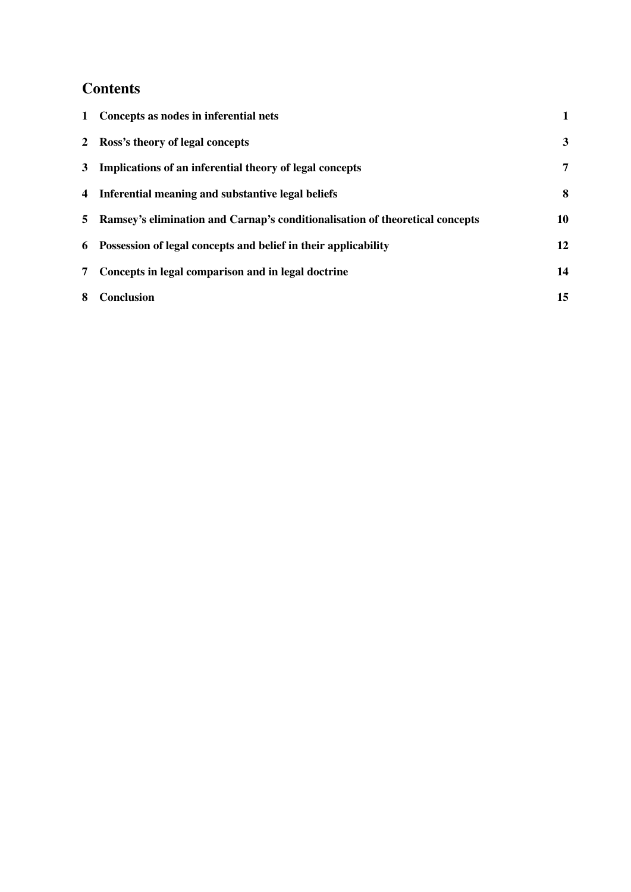## Contents

| | | |
|---|---|---|
| 1 | Concepts as nodes in inferential nets | 1 |
| 2 | Ross's theory of legal concepts | 3 |
| 3 | Implications of an inferential theory of legal concepts | 7 |
| 4 | Inferential meaning and substantive legal beliefs | 8 |
| 5 | Ramsey's elimination and Carnap's conditionalisation of theoretical concepts | 10 |
| 6 | Possession of legal concepts and belief in their applicability | 12 |
| 7 | Concepts in legal comparison and in legal doctrine | 14 |
| 8 | Conclusion | 15 |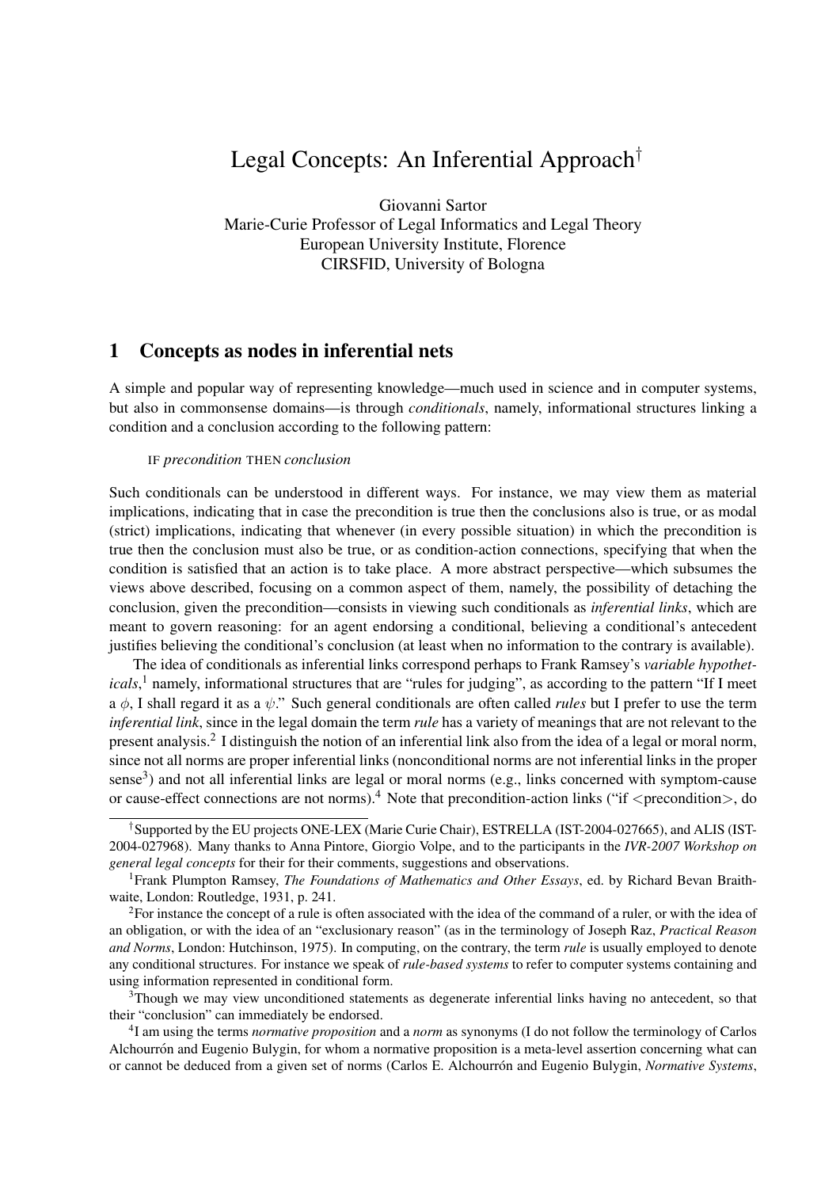# Legal Concepts: An Inferential Approach†

Giovanni Sartor
Marie-Curie Professor of Legal Informatics and Legal Theory
European University Institute, Florence
CIRSFID, University of Bologna

## 1 Concepts as nodes in inferential nets

A simple and popular way of representing knowledge—much used in science and in computer systems, but also in commonsense domains—is through *conditionals*, namely, informational structures linking a condition and a conclusion according to the following pattern:

IF *precondition* THEN *conclusion*

Such conditionals can be understood in different ways. For instance, we may view them as material implications, indicating that in case the precondition is true then the conclusions also is true, or as modal (strict) implications, indicating that whenever (in every possible situation) in which the precondition is true then the conclusion must also be true, or as condition-action connections, specifying that when the condition is satisfied that an action is to take place. A more abstract perspective—which subsumes the views above described, focusing on a common aspect of them, namely, the possibility of detaching the conclusion, given the precondition—consists in viewing such conditionals as *inferential links*, which are meant to govern reasoning: for an agent endorsing a conditional, believing a conditional's antecedent justifies believing the conditional's conclusion (at least when no information to the contrary is available).

The idea of conditionals as inferential links correspond perhaps to Frank Ramsey's *variable hypotheticals*,[1] namely, informational structures that are "rules for judging", as according to the pattern "If I meet a $\phi$, I shall regard it as a $\psi$." Such general conditionals are often called *rules* but I prefer to use the term *inferential link*, since in the legal domain the term *rule* has a variety of meanings that are not relevant to the present analysis.[2] I distinguish the notion of an inferential link also from the idea of a legal or moral norm, since not all norms are proper inferential links (nonconditional norms are not inferential links in the proper sense[3]) and not all inferential links are legal or moral norms (e.g., links concerned with symptom-cause or cause-effect connections are not norms).[4] Note that precondition-action links ("if <precondition>, do

---

†Supported by the EU projects ONE-LEX (Marie Curie Chair), ESTRELLA (IST-2004-027665), and ALIS (IST-2004-027968). Many thanks to Anna Pintore, Giorgio Volpe, and to the participants in the *IVR-2007 Workshop on general legal concepts* for their for their comments, suggestions and observations.

[1] Frank Plumpton Ramsey, *The Foundations of Mathematics and Other Essays*, ed. by Richard Bevan Braithwaite, London: Routledge, 1931, p. 241.

[2] For instance the concept of a rule is often associated with the idea of the command of a ruler, or with the idea of an obligation, or with the idea of an "exclusionary reason" (as in the terminology of Joseph Raz, *Practical Reason and Norms*, London: Hutchinson, 1975). In computing, on the contrary, the term *rule* is usually employed to denote any conditional structures. For instance we speak of *rule-based systems* to refer to computer systems containing and using information represented in conditional form.

[3] Though we may view unconditioned statements as degenerate inferential links having no antecedent, so that their "conclusion" can immediately be endorsed.

[4] I am using the terms *normative proposition* and a *norm* as synonyms (I do not follow the terminology of Carlos Alchourrón and Eugenio Bulygin, for whom a normative proposition is a meta-level assertion concerning what can or cannot be deduced from a given set of norms (Carlos E. Alchourrón and Eugenio Bulygin, *Normative Systems*,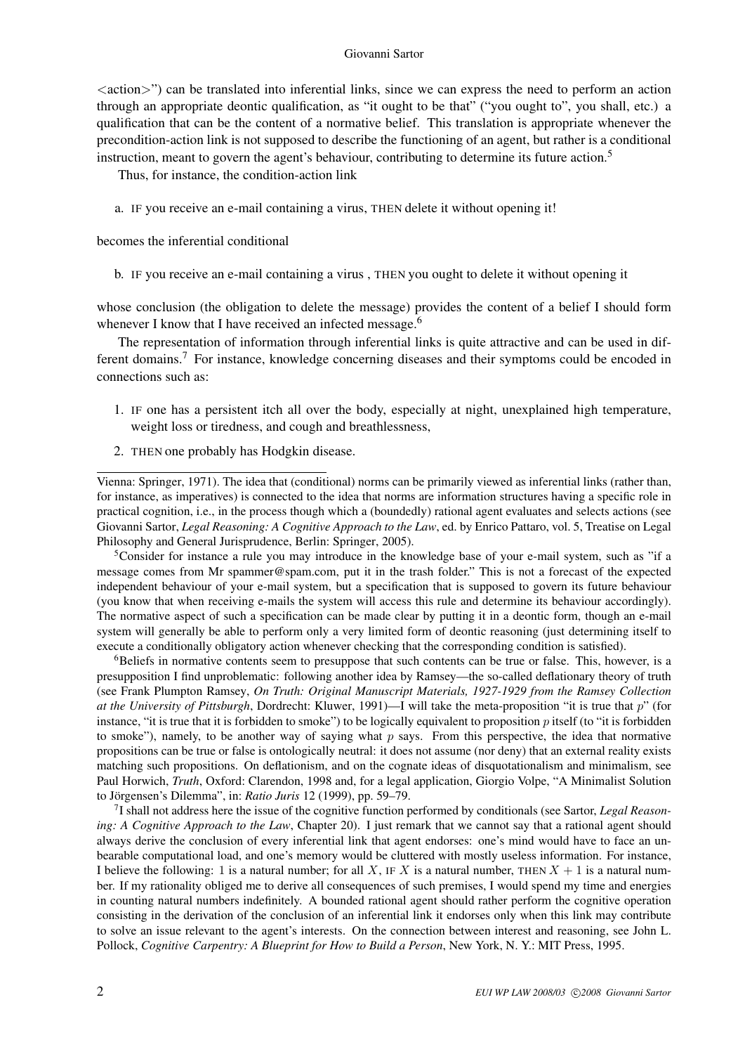<action>") can be translated into inferential links, since we can express the need to perform an action through an appropriate deontic qualification, as "it ought to be that" ("you ought to", you shall, etc.) a qualification that can be the content of a normative belief. This translation is appropriate whenever the precondition-action link is not supposed to describe the functioning of an agent, but rather is a conditional instruction, meant to govern the agent's behaviour, contributing to determine its future action.[5]

Thus, for instance, the condition-action link

a. IF you receive an e-mail containing a virus, THEN delete it without opening it!

becomes the inferential conditional

b. IF you receive an e-mail containing a virus , THEN you ought to delete it without opening it

whose conclusion (the obligation to delete the message) provides the content of a belief I should form whenever I know that I have received an infected message.[6]

The representation of information through inferential links is quite attractive and can be used in different domains.[7] For instance, knowledge concerning diseases and their symptoms could be encoded in connections such as:

1. IF one has a persistent itch all over the body, especially at night, unexplained high temperature, weight loss or tiredness, and cough and breathlessness,
2. THEN one probably has Hodgkin disease.

---

Vienna: Springer, 1971). The idea that (conditional) norms can be primarily viewed as inferential links (rather than, for instance, as imperatives) is connected to the idea that norms are information structures having a specific role in practical cognition, i.e., in the process though which a (boundedly) rational agent evaluates and selects actions (see Giovanni Sartor, *Legal Reasoning: A Cognitive Approach to the Law*, ed. by Enrico Pattaro, vol. 5, Treatise on Legal Philosophy and General Jurisprudence, Berlin: Springer, 2005).

[5]Consider for instance a rule you may introduce in the knowledge base of your e-mail system, such as "if a message comes from Mr spammer@spam.com, put it in the trash folder." This is not a forecast of the expected independent behaviour of your e-mail system, but a specification that is supposed to govern its future behaviour (you know that when receiving e-mails the system will access this rule and determine its behaviour accordingly). The normative aspect of such a specification can be made clear by putting it in a deontic form, though an e-mail system will generally be able to perform only a very limited form of deontic reasoning (just determining itself to execute a conditionally obligatory action whenever checking that the corresponding condition is satisfied).

[6]Beliefs in normative contents seem to presuppose that such contents can be true or false. This, however, is a presupposition I find unproblematic: following another idea by Ramsey—the so-called deflationary theory of truth (see Frank Plumpton Ramsey, *On Truth: Original Manuscript Materials, 1927-1929 from the Ramsey Collection at the University of Pittsburgh*, Dordrecht: Kluwer, 1991)—I will take the meta-proposition "it is true that $p$" (for instance, "it is true that it is forbidden to smoke") to be logically equivalent to proposition $p$ itself (to "it is forbidden to smoke"), namely, to be another way of saying what $p$ says. From this perspective, the idea that normative propositions can be true or false is ontologically neutral: it does not assume (nor deny) that an external reality exists matching such propositions. On deflationism, and on the cognate ideas of disquotationalism and minimalism, see Paul Horwich, *Truth*, Oxford: Clarendon, 1998 and, for a legal application, Giorgio Volpe, "A Minimalist Solution to Jörgensen's Dilemma", in: *Ratio Juris* 12 (1999), pp. 59–79.

[7]I shall not address here the issue of the cognitive function performed by conditionals (see Sartor, *Legal Reasoning: A Cognitive Approach to the Law*, Chapter 20). I just remark that we cannot say that a rational agent should always derive the conclusion of every inferential link that agent endorses: one's mind would have to face an unbearable computational load, and one's memory would be cluttered with mostly useless information. For instance, I believe the following: 1 is a natural number; for all $X$, IF $X$ is a natural number, THEN $X + 1$ is a natural number. If my rationality obliged me to derive all consequences of such premises, I would spend my time and energies in counting natural numbers indefinitely. A bounded rational agent should rather perform the cognitive operation consisting in the derivation of the conclusion of an inferential link it endorses only when this link may contribute to solve an issue relevant to the agent's interests. On the connection between interest and reasoning, see John L. Pollock, *Cognitive Carpentry: A Blueprint for How to Build a Person*, New York, N. Y.: MIT Press, 1995.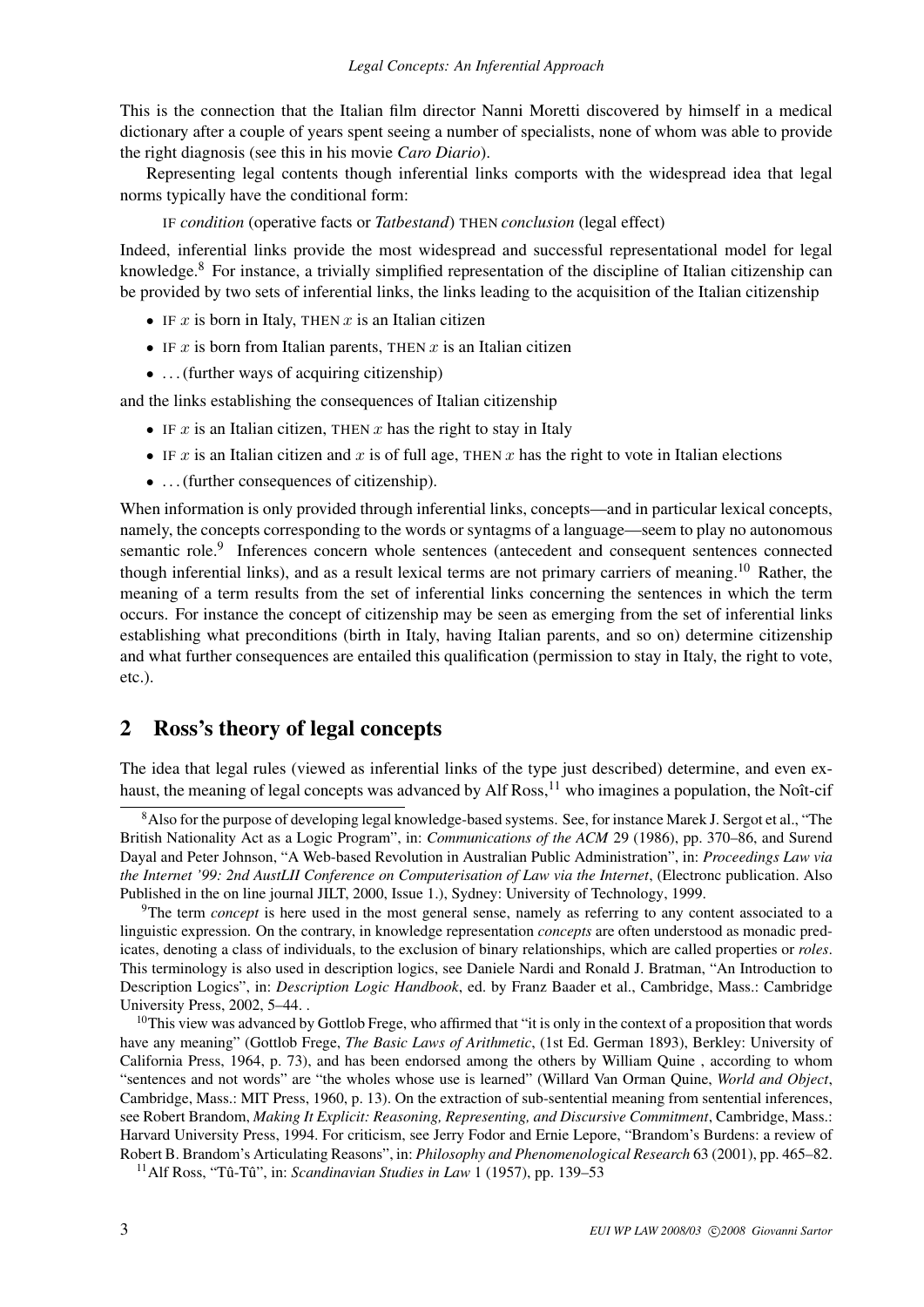This is the connection that the Italian film director Nanni Moretti discovered by himself in a medical dictionary after a couple of years spent seeing a number of specialists, none of whom was able to provide the right diagnosis (see this in his movie *Caro Diario*).

Representing legal contents though inferential links comports with the widespread idea that legal norms typically have the conditional form:

IF *condition* (operative facts or *Tatbestand*) THEN *conclusion* (legal effect)

Indeed, inferential links provide the most widespread and successful representational model for legal knowledge.[8] For instance, a trivially simplified representation of the discipline of Italian citizenship can be provided by two sets of inferential links, the links leading to the acquisition of the Italian citizenship

- IF $x$ is born in Italy, THEN $x$ is an Italian citizen
- IF $x$ is born from Italian parents, THEN $x$ is an Italian citizen
- …(further ways of acquiring citizenship)

and the links establishing the consequences of Italian citizenship

- IF $x$ is an Italian citizen, THEN $x$ has the right to stay in Italy
- IF $x$ is an Italian citizen and $x$ is of full age, THEN $x$ has the right to vote in Italian elections
- …(further consequences of citizenship).

When information is only provided through inferential links, concepts—and in particular lexical concepts, namely, the concepts corresponding to the words or syntagms of a language—seem to play no autonomous semantic role.[9] Inferences concern whole sentences (antecedent and consequent sentences connected though inferential links), and as a result lexical terms are not primary carriers of meaning.[10] Rather, the meaning of a term results from the set of inferential links concerning the sentences in which the term occurs. For instance the concept of citizenship may be seen as emerging from the set of inferential links establishing what preconditions (birth in Italy, having Italian parents, and so on) determine citizenship and what further consequences are entailed this qualification (permission to stay in Italy, the right to vote, etc.).

## 2 Ross's theory of legal concepts

The idea that legal rules (viewed as inferential links of the type just described) determine, and even exhaust, the meaning of legal concepts was advanced by Alf Ross,[11] who imagines a population, the Noît-cif

---

[8] Also for the purpose of developing legal knowledge-based systems. See, for instance Marek J. Sergot et al., "The British Nationality Act as a Logic Program", in: *Communications of the ACM* 29 (1986), pp. 370–86, and Surend Dayal and Peter Johnson, "A Web-based Revolution in Australian Public Administration", in: *Proceedings Law via the Internet '99: 2nd AustLII Conference on Computerisation of Law via the Internet*, (Electronc publication. Also Published in the on line journal JILT, 2000, Issue 1.), Sydney: University of Technology, 1999.

[9] The term *concept* is here used in the most general sense, namely as referring to any content associated to a linguistic expression. On the contrary, in knowledge representation *concepts* are often understood as monadic predicates, denoting a class of individuals, to the exclusion of binary relationships, which are called properties or *roles*. This terminology is also used in description logics, see Daniele Nardi and Ronald J. Bratman, "An Introduction to Description Logics", in: *Description Logic Handbook*, ed. by Franz Baader et al., Cambridge, Mass.: Cambridge University Press, 2002, 5–44. .

[10] This view was advanced by Gottlob Frege, who affirmed that "it is only in the context of a proposition that words have any meaning" (Gottlob Frege, *The Basic Laws of Arithmetic*, (1st Ed. German 1893), Berkley: University of California Press, 1964, p. 73), and has been endorsed among the others by William Quine , according to whom "sentences and not words" are "the wholes whose use is learned" (Willard Van Orman Quine, *World and Object*, Cambridge, Mass.: MIT Press, 1960, p. 13). On the extraction of sub-sentential meaning from sentential inferences, see Robert Brandom, *Making It Explicit: Reasoning, Representing, and Discursive Commitment*, Cambridge, Mass.: Harvard University Press, 1994. For criticism, see Jerry Fodor and Ernie Lepore, "Brandom's Burdens: a review of Robert B. Brandom's Articulating Reasons", in: *Philosophy and Phenomenological Research* 63 (2001), pp. 465–82.

[11] Alf Ross, "Tû-Tû", in: *Scandinavian Studies in Law* 1 (1957), pp. 139–53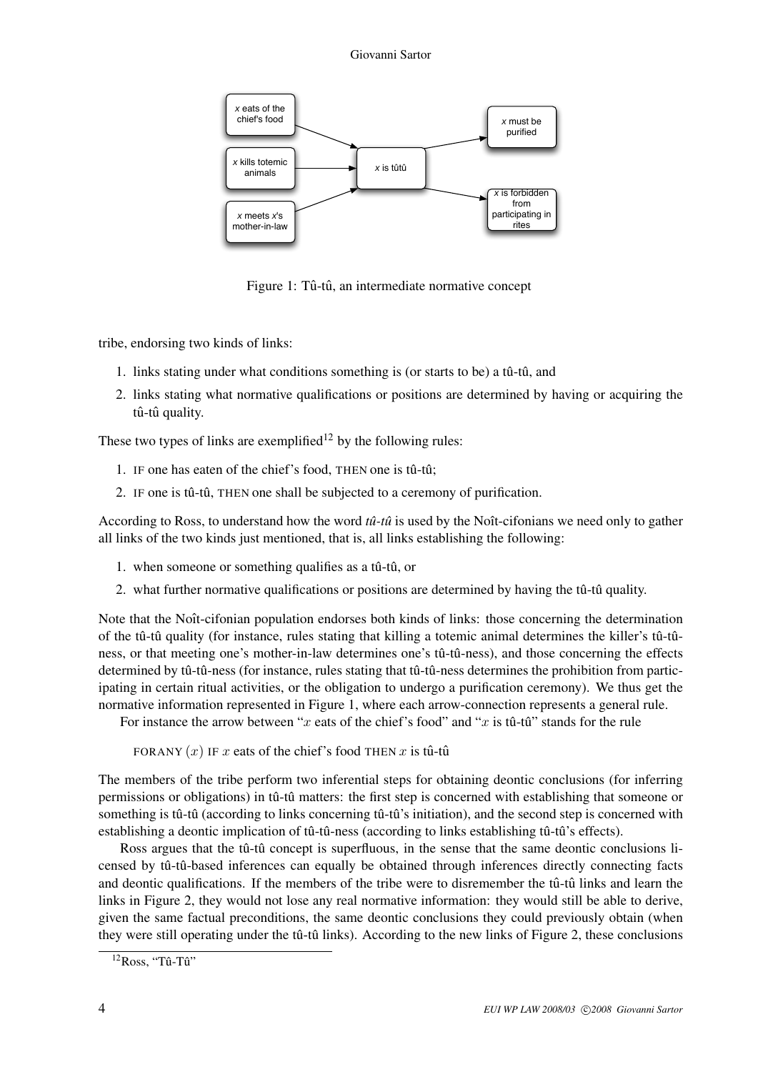Figure 1: Tû-tû, an intermediate normative concept

tribe, endorsing two kinds of links:

1. links stating under what conditions something is (or starts to be) a tû-tû, and
2. links stating what normative qualifications or positions are determined by having or acquiring the tû-tû quality.

These two types of links are exemplified[12] by the following rules:

1. IF one has eaten of the chief's food, THEN one is tû-tû;
2. IF one is tû-tû, THEN one shall be subjected to a ceremony of purification.

According to Ross, to understand how the word *tû-tû* is used by the Noît-cifonians we need only to gather all links of the two kinds just mentioned, that is, all links establishing the following:

1. when someone or something qualifies as a tû-tû, or
2. what further normative qualifications or positions are determined by having the tû-tû quality.

Note that the Noît-cifonian population endorses both kinds of links: those concerning the determination of the tû-tû quality (for instance, rules stating that killing a totemic animal determines the killer's tû-tû-ness, or that meeting one's mother-in-law determines one's tû-tû-ness), and those concerning the effects determined by tû-tû-ness (for instance, rules stating that tû-tû-ness determines the prohibition from participating in certain ritual activities, or the obligation to undergo a purification ceremony). We thus get the normative information represented in Figure 1, where each arrow-connection represents a general rule.

For instance the arrow between "$x$ eats of the chief's food" and "$x$ is tû-tû" stands for the rule

FORANY $(x)$ IF $x$ eats of the chief's food THEN $x$ is tû-tû

The members of the tribe perform two inferential steps for obtaining deontic conclusions (for inferring permissions or obligations) in tû-tû matters: the first step is concerned with establishing that someone or something is tû-tû (according to links concerning tû-tû's initiation), and the second step is concerned with establishing a deontic implication of tû-tû-ness (according to links establishing tû-tû's effects).

Ross argues that the tû-tû concept is superfluous, in the sense that the same deontic conclusions licensed by tû-tû-based inferences can equally be obtained through inferences directly connecting facts and deontic qualifications. If the members of the tribe were to disremember the tû-tû links and learn the links in Figure 2, they would not lose any real normative information: they would still be able to derive, given the same factual preconditions, the same deontic conclusions they could previously obtain (when they were still operating under the tû-tû links). According to the new links of Figure 2, these conclusions

[12] Ross, "Tû-Tû"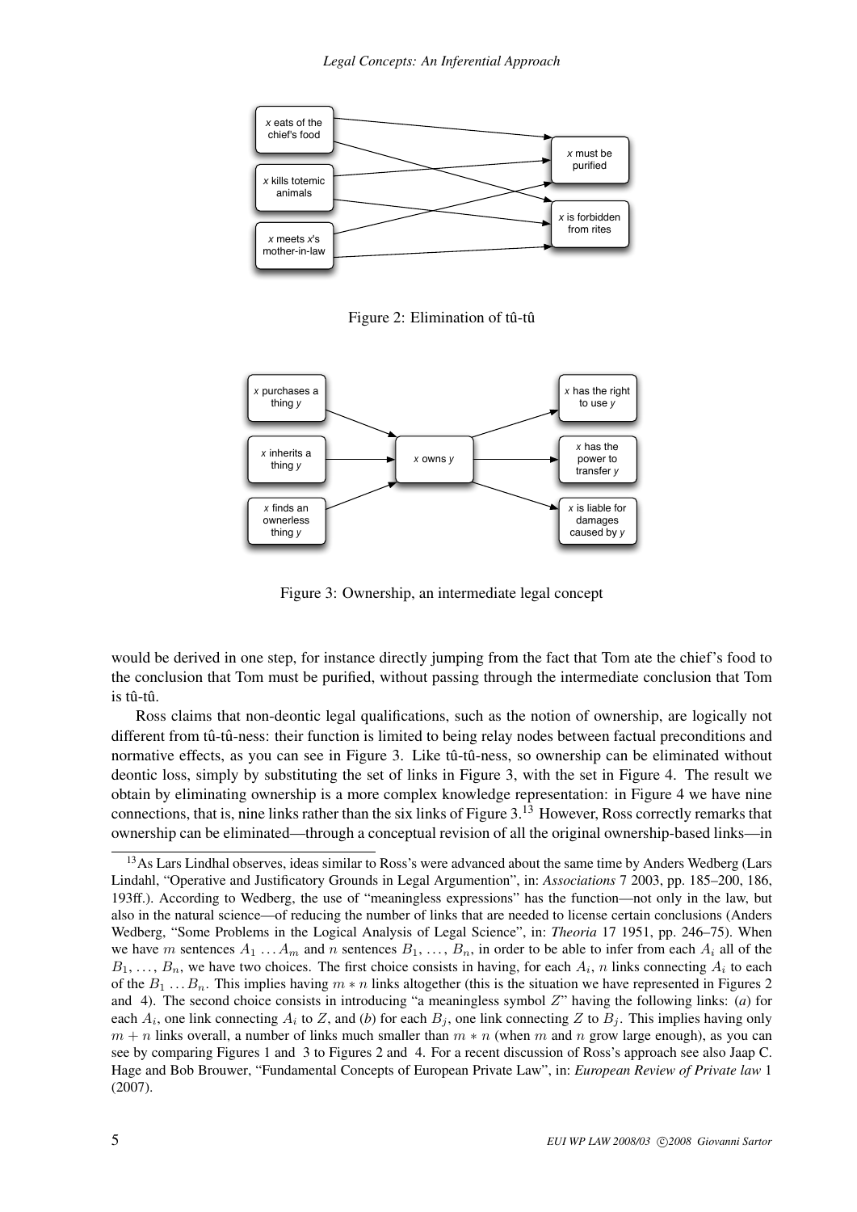Figure 2: Elimination of tû-tû

Figure 3: Ownership, an intermediate legal concept

would be derived in one step, for instance directly jumping from the fact that Tom ate the chief's food to the conclusion that Tom must be purified, without passing through the intermediate conclusion that Tom is tû-tû.

Ross claims that non-deontic legal qualifications, such as the notion of ownership, are logically not different from tû-tû-ness: their function is limited to being relay nodes between factual preconditions and normative effects, as you can see in Figure 3. Like tû-tû-ness, so ownership can be eliminated without deontic loss, simply by substituting the set of links in Figure 3, with the set in Figure 4. The result we obtain by eliminating ownership is a more complex knowledge representation: in Figure 4 we have nine connections, that is, nine links rather than the six links of Figure 3.[13] However, Ross correctly remarks that ownership can be eliminated—through a conceptual revision of all the original ownership-based links—in

[13] As Lars Lindhal observes, ideas similar to Ross's were advanced about the same time by Anders Wedberg (Lars Lindahl, "Operative and Justificatory Grounds in Legal Argumention", in: *Associations* 7 2003, pp. 185–200, 186, 193ff.). According to Wedberg, the use of "meaningless expressions" has the function—not only in the law, but also in the natural science—of reducing the number of links that are needed to license certain conclusions (Anders Wedberg, "Some Problems in the Logical Analysis of Legal Science", in: *Theoria* 17 1951, pp. 246–75). When we have $m$ sentences $A_1 \ldots A_m$ and $n$ sentences $B_1, \ldots, B_n$, in order to be able to infer from each $A_i$ all of the $B_1, \ldots, B_n$, we have two choices. The first choice consists in having, for each $A_i$, $n$ links connecting $A_i$ to each of the $B_1 \ldots B_n$. This implies having $m * n$ links altogether (this is the situation we have represented in Figures 2 and 4). The second choice consists in introducing "a meaningless symbol $Z$" having the following links: (*a*) for each $A_i$, one link connecting $A_i$ to $Z$, and (*b*) for each $B_j$, one link connecting $Z$ to $B_j$. This implies having only $m + n$ links overall, a number of links much smaller than $m * n$ (when $m$ and $n$ grow large enough), as you can see by comparing Figures 1 and 3 to Figures 2 and 4. For a recent discussion of Ross's approach see also Jaap C. Hage and Bob Brouwer, "Fundamental Concepts of European Private Law", in: *European Review of Private law* 1 (2007).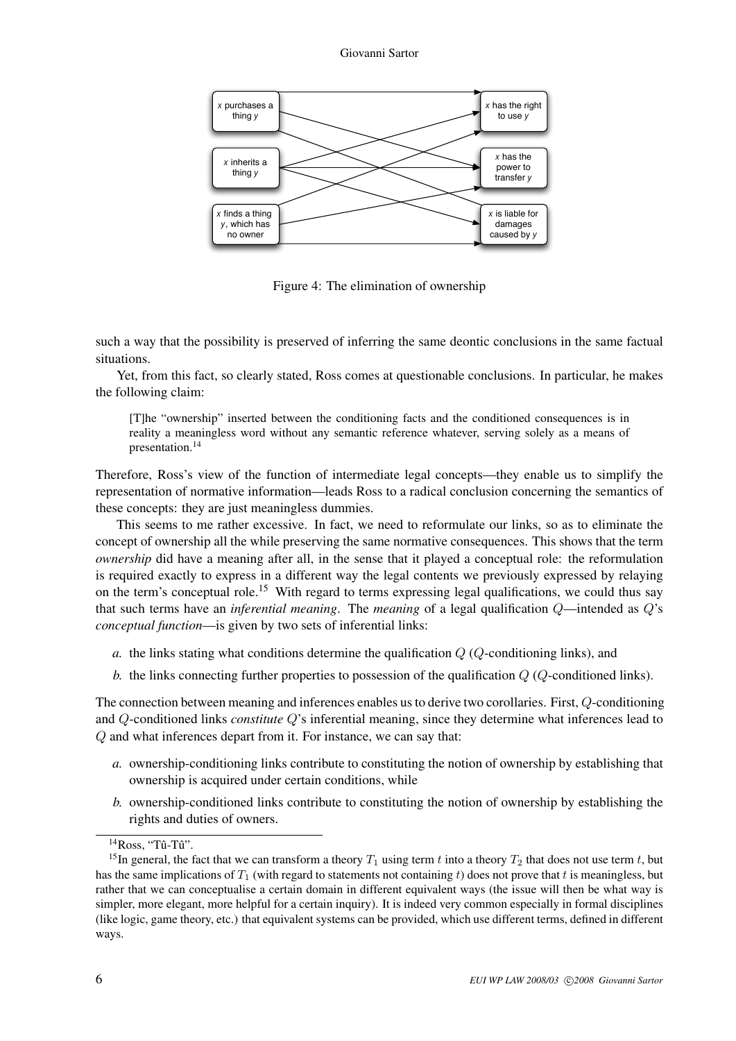x purchases a thing y

x inherits a thing y

x finds a thing y, which has no owner

x has the right to use y

x has the power to transfer y

x is liable for damages caused by y

Figure 4: The elimination of ownership

such a way that the possibility is preserved of inferring the same deontic conclusions in the same factual situations.

Yet, from this fact, so clearly stated, Ross comes at questionable conclusions. In particular, he makes the following claim:

> [T]he "ownership" inserted between the conditioning facts and the conditioned consequences is in reality a meaningless word without any semantic reference whatever, serving solely as a means of presentation.[14]

Therefore, Ross's view of the function of intermediate legal concepts—they enable us to simplify the representation of normative information—leads Ross to a radical conclusion concerning the semantics of these concepts: they are just meaningless dummies.

This seems to me rather excessive. In fact, we need to reformulate our links, so as to eliminate the concept of ownership all the while preserving the same normative consequences. This shows that the term *ownership* did have a meaning after all, in the sense that it played a conceptual role: the reformulation is required exactly to express in a different way the legal contents we previously expressed by relaying on the term's conceptual role.[15] With regard to terms expressing legal qualifications, we could thus say that such terms have an *inferential meaning*. The *meaning* of a legal qualification $Q$—intended as $Q$'s *conceptual function*—is given by two sets of inferential links:

*a.* the links stating what conditions determine the qualification $Q$ ($Q$-conditioning links), and

*b.* the links connecting further properties to possession of the qualification $Q$ ($Q$-conditioned links).

The connection between meaning and inferences enables us to derive two corollaries. First, $Q$-conditioning and $Q$-conditioned links *constitute* $Q$'s inferential meaning, since they determine what inferences lead to $Q$ and what inferences depart from it. For instance, we can say that:

*a.* ownership-conditioning links contribute to constituting the notion of ownership by establishing that ownership is acquired under certain conditions, while

*b.* ownership-conditioned links contribute to constituting the notion of ownership by establishing the rights and duties of owners.

---

[14] Ross, "Tû-Tû".

[15] In general, the fact that we can transform a theory $T_1$ using term $t$ into a theory $T_2$ that does not use term $t$, but has the same implications of $T_1$ (with regard to statements not containing $t$) does not prove that $t$ is meaningless, but rather that we can conceptualise a certain domain in different equivalent ways (the issue will then be what way is simpler, more elegant, more helpful for a certain inquiry). It is indeed very common especially in formal disciplines (like logic, game theory, etc.) that equivalent systems can be provided, which use different terms, defined in different ways.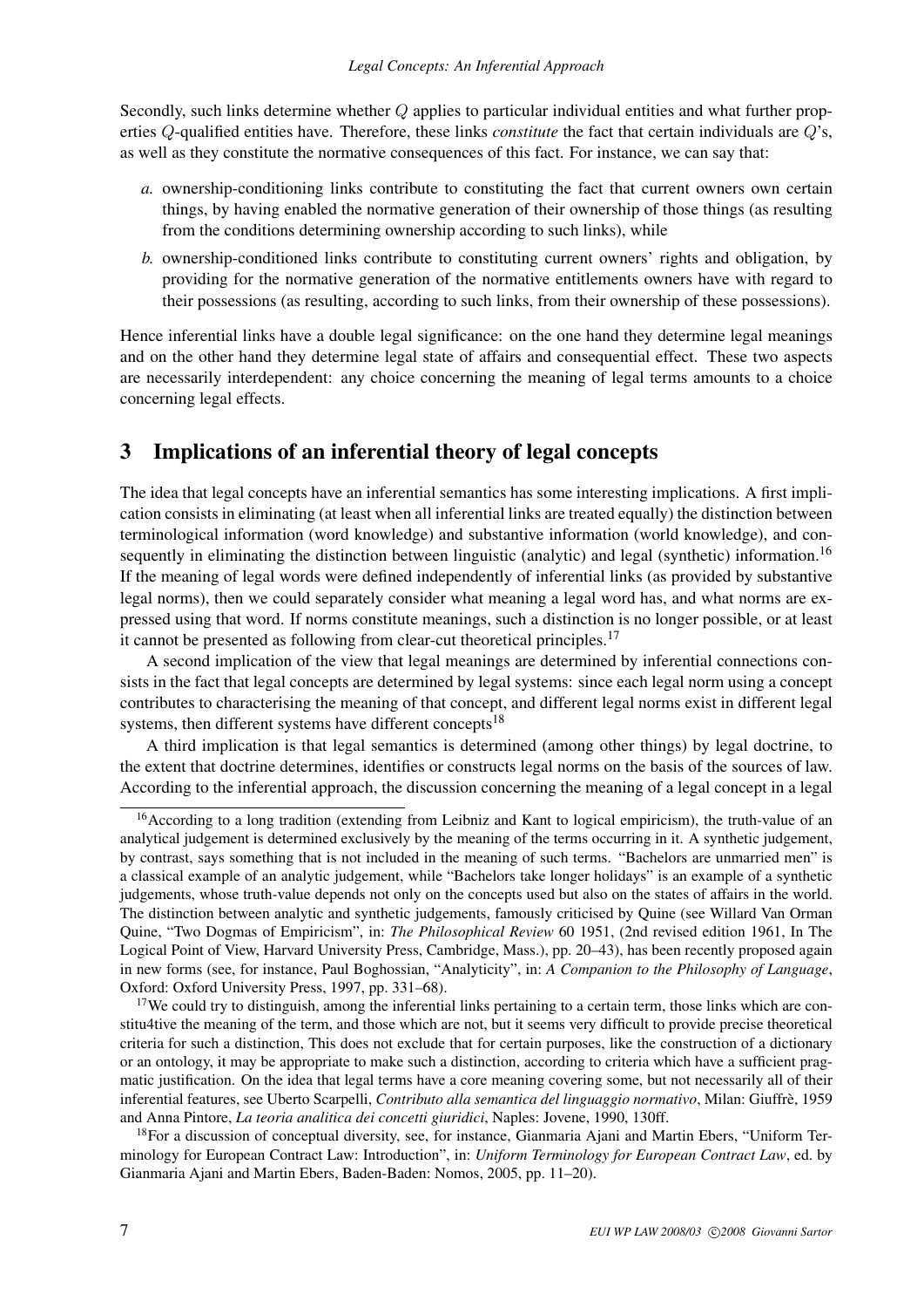Secondly, such links determine whether $Q$ applies to particular individual entities and what further properties $Q$-qualified entities have. Therefore, these links *constitute* the fact that certain individuals are $Q$'s, as well as they constitute the normative consequences of this fact. For instance, we can say that:

*a.* ownership-conditioning links contribute to constituting the fact that current owners own certain things, by having enabled the normative generation of their ownership of those things (as resulting from the conditions determining ownership according to such links), while

*b.* ownership-conditioned links contribute to constituting current owners' rights and obligation, by providing for the normative generation of the normative entitlements owners have with regard to their possessions (as resulting, according to such links, from their ownership of these possessions).

Hence inferential links have a double legal significance: on the one hand they determine legal meanings and on the other hand they determine legal state of affairs and consequential effect. These two aspects are necessarily interdependent: any choice concerning the meaning of legal terms amounts to a choice concerning legal effects.

## 3 Implications of an inferential theory of legal concepts

The idea that legal concepts have an inferential semantics has some interesting implications. A first implication consists in eliminating (at least when all inferential links are treated equally) the distinction between terminological information (word knowledge) and substantive information (world knowledge), and consequently in eliminating the distinction between linguistic (analytic) and legal (synthetic) information.[16] If the meaning of legal words were defined independently of inferential links (as provided by substantive legal norms), then we could separately consider what meaning a legal word has, and what norms are expressed using that word. If norms constitute meanings, such a distinction is no longer possible, or at least it cannot be presented as following from clear-cut theoretical principles.[17]

A second implication of the view that legal meanings are determined by inferential connections consists in the fact that legal concepts are determined by legal systems: since each legal norm using a concept contributes to characterising the meaning of that concept, and different legal norms exist in different legal systems, then different systems have different concepts[18]

A third implication is that legal semantics is determined (among other things) by legal doctrine, to the extent that doctrine determines, identifies or constructs legal norms on the basis of the sources of law. According to the inferential approach, the discussion concerning the meaning of a legal concept in a legal

---

[16] According to a long tradition (extending from Leibniz and Kant to logical empiricism), the truth-value of an analytical judgement is determined exclusively by the meaning of the terms occurring in it. A synthetic judgement, by contrast, says something that is not included in the meaning of such terms. "Bachelors are unmarried men" is a classical example of an analytic judgement, while "Bachelors take longer holidays" is an example of a synthetic judgements, whose truth-value depends not only on the concepts used but also on the states of affairs in the world. The distinction between analytic and synthetic judgements, famously criticised by Quine (see Willard Van Orman Quine, "Two Dogmas of Empiricism", in: *The Philosophical Review* 60 1951, (2nd revised edition 1961, In The Logical Point of View, Harvard University Press, Cambridge, Mass.), pp. 20–43), has been recently proposed again in new forms (see, for instance, Paul Boghossian, "Analyticity", in: *A Companion to the Philosophy of Language*, Oxford: Oxford University Press, 1997, pp. 331–68).

[17] We could try to distinguish, among the inferential links pertaining to a certain term, those links which are constitu4tive the meaning of the term, and those which are not, but it seems very difficult to provide precise theoretical criteria for such a distinction, This does not exclude that for certain purposes, like the construction of a dictionary or an ontology, it may be appropriate to make such a distinction, according to criteria which have a sufficient pragmatic justification. On the idea that legal terms have a core meaning covering some, but not necessarily all of their inferential features, see Uberto Scarpelli, *Contributo alla semantica del linguaggio normativo*, Milan: Giuffrè, 1959 and Anna Pintore, *La teoria analitica dei concetti giuridici*, Naples: Jovene, 1990, 130ff.

[18] For a discussion of conceptual diversity, see, for instance, Gianmaria Ajani and Martin Ebers, "Uniform Terminology for European Contract Law: Introduction", in: *Uniform Terminology for European Contract Law*, ed. by Gianmaria Ajani and Martin Ebers, Baden-Baden: Nomos, 2005, pp. 11–20).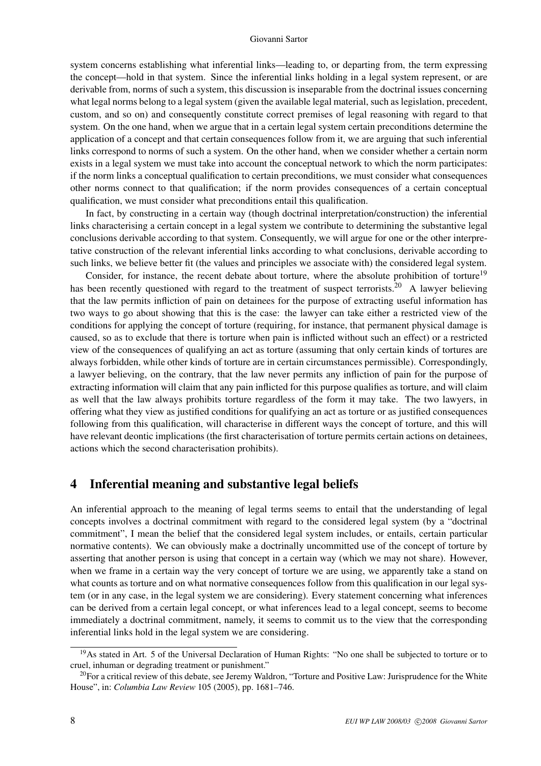system concerns establishing what inferential links—leading to, or departing from, the term expressing the concept—hold in that system. Since the inferential links holding in a legal system represent, or are derivable from, norms of such a system, this discussion is inseparable from the doctrinal issues concerning what legal norms belong to a legal system (given the available legal material, such as legislation, precedent, custom, and so on) and consequently constitute correct premises of legal reasoning with regard to that system. On the one hand, when we argue that in a certain legal system certain preconditions determine the application of a concept and that certain consequences follow from it, we are arguing that such inferential links correspond to norms of such a system. On the other hand, when we consider whether a certain norm exists in a legal system we must take into account the conceptual network to which the norm participates: if the norm links a conceptual qualification to certain preconditions, we must consider what consequences other norms connect to that qualification; if the norm provides consequences of a certain conceptual qualification, we must consider what preconditions entail this qualification.

In fact, by constructing in a certain way (though doctrinal interpretation/construction) the inferential links characterising a certain concept in a legal system we contribute to determining the substantive legal conclusions derivable according to that system. Consequently, we will argue for one or the other interpretative construction of the relevant inferential links according to what conclusions, derivable according to such links, we believe better fit (the values and principles we associate with) the considered legal system.

Consider, for instance, the recent debate about torture, where the absolute prohibition of torture[19] has been recently questioned with regard to the treatment of suspect terrorists.[20] A lawyer believing that the law permits infliction of pain on detainees for the purpose of extracting useful information has two ways to go about showing that this is the case: the lawyer can take either a restricted view of the conditions for applying the concept of torture (requiring, for instance, that permanent physical damage is caused, so as to exclude that there is torture when pain is inflicted without such an effect) or a restricted view of the consequences of qualifying an act as torture (assuming that only certain kinds of tortures are always forbidden, while other kinds of torture are in certain circumstances permissible). Correspondingly, a lawyer believing, on the contrary, that the law never permits any infliction of pain for the purpose of extracting information will claim that any pain inflicted for this purpose qualifies as torture, and will claim as well that the law always prohibits torture regardless of the form it may take. The two lawyers, in offering what they view as justified conditions for qualifying an act as torture or as justified consequences following from this qualification, will characterise in different ways the concept of torture, and this will have relevant deontic implications (the first characterisation of torture permits certain actions on detainees, actions which the second characterisation prohibits).

## 4 Inferential meaning and substantive legal beliefs

An inferential approach to the meaning of legal terms seems to entail that the understanding of legal concepts involves a doctrinal commitment with regard to the considered legal system (by a "doctrinal commitment", I mean the belief that the considered legal system includes, or entails, certain particular normative contents). We can obviously make a doctrinally uncommitted use of the concept of torture by asserting that another person is using that concept in a certain way (which we may not share). However, when we frame in a certain way the very concept of torture we are using, we apparently take a stand on what counts as torture and on what normative consequences follow from this qualification in our legal system (or in any case, in the legal system we are considering). Every statement concerning what inferences can be derived from a certain legal concept, or what inferences lead to a legal concept, seems to become immediately a doctrinal commitment, namely, it seems to commit us to the view that the corresponding inferential links hold in the legal system we are considering.

---

[19] As stated in Art. 5 of the Universal Declaration of Human Rights: "No one shall be subjected to torture or to cruel, inhuman or degrading treatment or punishment."

[20] For a critical review of this debate, see Jeremy Waldron, "Torture and Positive Law: Jurisprudence for the White House", in: *Columbia Law Review* 105 (2005), pp. 1681–746.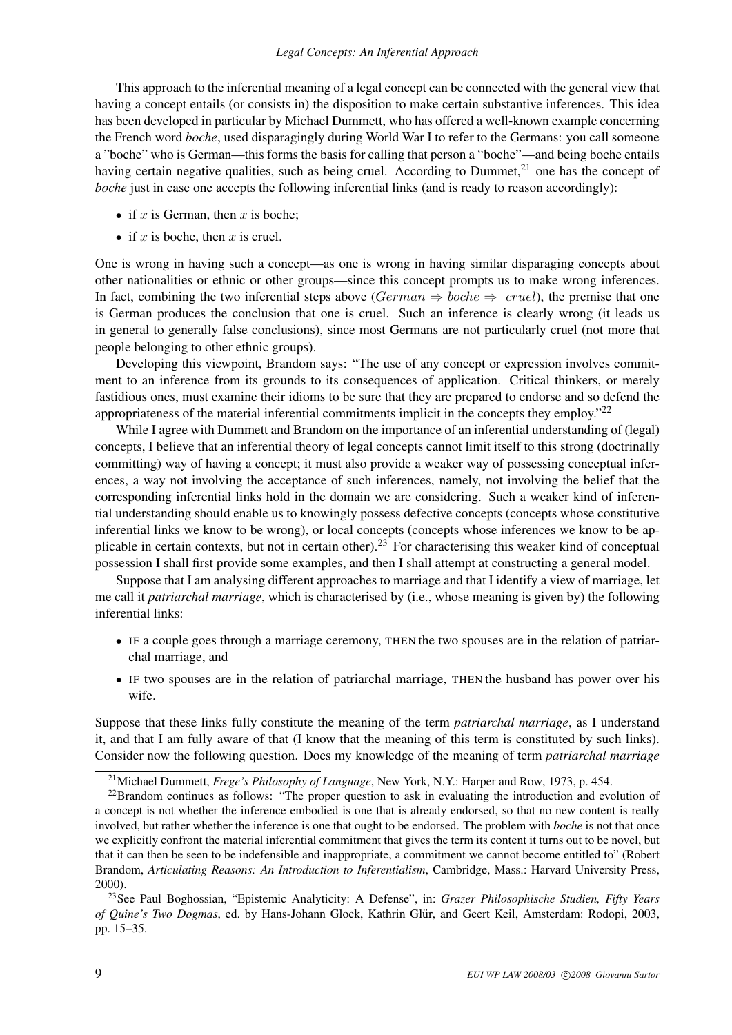This approach to the inferential meaning of a legal concept can be connected with the general view that having a concept entails (or consists in) the disposition to make certain substantive inferences. This idea has been developed in particular by Michael Dummett, who has offered a well-known example concerning the French word *boche*, used disparagingly during World War I to refer to the Germans: you call someone a "boche" who is German—this forms the basis for calling that person a "boche"—and being boche entails having certain negative qualities, such as being cruel. According to Dummet,[21] one has the concept of *boche* just in case one accepts the following inferential links (and is ready to reason accordingly):

- if $x$ is German, then $x$ is boche;
- if $x$ is boche, then $x$ is cruel.

One is wrong in having such a concept—as one is wrong in having similar disparaging concepts about other nationalities or ethnic or other groups—since this concept prompts us to make wrong inferences. In fact, combining the two inferential steps above ($German \Rightarrow boche \Rightarrow cruel$), the premise that one is German produces the conclusion that one is cruel. Such an inference is clearly wrong (it leads us in general to generally false conclusions), since most Germans are not particularly cruel (not more that people belonging to other ethnic groups).

Developing this viewpoint, Brandom says: "The use of any concept or expression involves commitment to an inference from its grounds to its consequences of application. Critical thinkers, or merely fastidious ones, must examine their idioms to be sure that they are prepared to endorse and so defend the appropriateness of the material inferential commitments implicit in the concepts they employ."[22]

While I agree with Dummett and Brandom on the importance of an inferential understanding of (legal) concepts, I believe that an inferential theory of legal concepts cannot limit itself to this strong (doctrinally committing) way of having a concept; it must also provide a weaker way of possessing conceptual inferences, a way not involving the acceptance of such inferences, namely, not involving the belief that the corresponding inferential links hold in the domain we are considering. Such a weaker kind of inferential understanding should enable us to knowingly possess defective concepts (concepts whose constitutive inferential links we know to be wrong), or local concepts (concepts whose inferences we know to be applicable in certain contexts, but not in certain other).[23] For characterising this weaker kind of conceptual possession I shall first provide some examples, and then I shall attempt at constructing a general model.

Suppose that I am analysing different approaches to marriage and that I identify a view of marriage, let me call it *patriarchal marriage*, which is characterised by (i.e., whose meaning is given by) the following inferential links:

- IF a couple goes through a marriage ceremony, THEN the two spouses are in the relation of patriarchal marriage, and
- IF two spouses are in the relation of patriarchal marriage, THEN the husband has power over his wife.

Suppose that these links fully constitute the meaning of the term *patriarchal marriage*, as I understand it, and that I am fully aware of that (I know that the meaning of this term is constituted by such links). Consider now the following question. Does my knowledge of the meaning of term *patriarchal marriage*

[21] Michael Dummett, *Frege's Philosophy of Language*, New York, N.Y.: Harper and Row, 1973, p. 454.

[22] Brandom continues as follows: "The proper question to ask in evaluating the introduction and evolution of a concept is not whether the inference embodied is one that is already endorsed, so that no new content is really involved, but rather whether the inference is one that ought to be endorsed. The problem with *boche* is not that once we explicitly confront the material inferential commitment that gives the term its content it turns out to be novel, but that it can then be seen to be indefensible and inappropriate, a commitment we cannot become entitled to" (Robert Brandom, *Articulating Reasons: An Introduction to Inferentialism*, Cambridge, Mass.: Harvard University Press, 2000).

[23] See Paul Boghossian, "Epistemic Analyticity: A Defense", in: *Grazer Philosophische Studien, Fifty Years of Quine's Two Dogmas*, ed. by Hans-Johann Glock, Kathrin Glür, and Geert Keil, Amsterdam: Rodopi, 2003, pp. 15–35.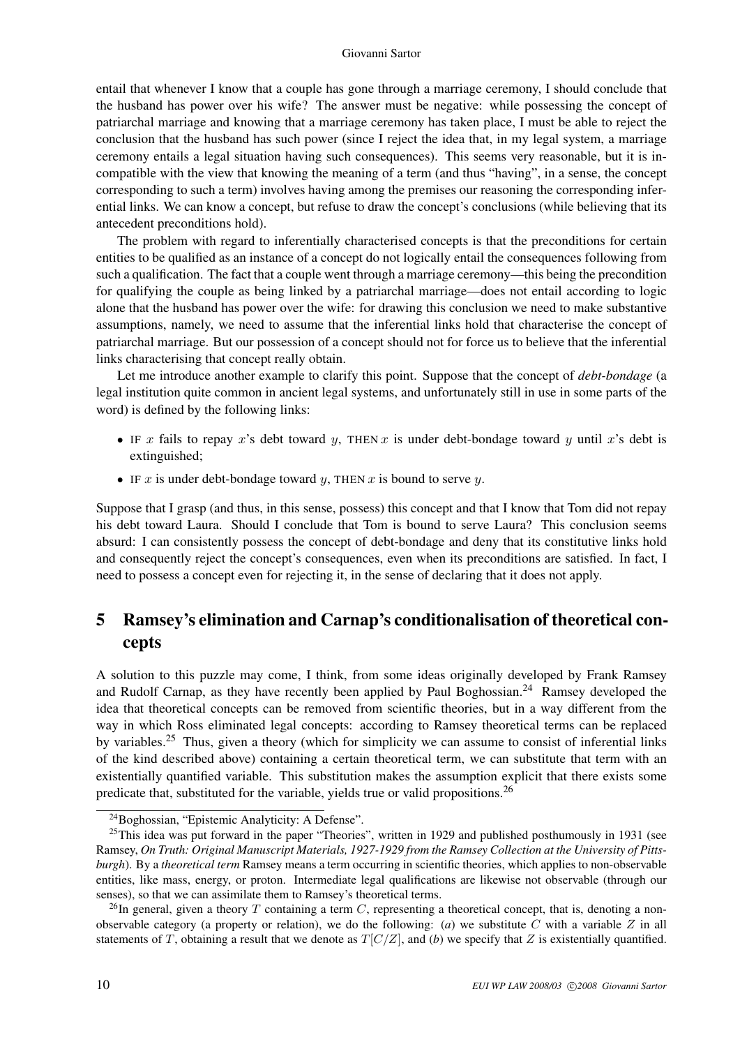entail that whenever I know that a couple has gone through a marriage ceremony, I should conclude that the husband has power over his wife? The answer must be negative: while possessing the concept of patriarchal marriage and knowing that a marriage ceremony has taken place, I must be able to reject the conclusion that the husband has such power (since I reject the idea that, in my legal system, a marriage ceremony entails a legal situation having such consequences). This seems very reasonable, but it is incompatible with the view that knowing the meaning of a term (and thus "having", in a sense, the concept corresponding to such a term) involves having among the premises our reasoning the corresponding inferential links. We can know a concept, but refuse to draw the concept's conclusions (while believing that its antecedent preconditions hold).

The problem with regard to inferentially characterised concepts is that the preconditions for certain entities to be qualified as an instance of a concept do not logically entail the consequences following from such a qualification. The fact that a couple went through a marriage ceremony—this being the precondition for qualifying the couple as being linked by a patriarchal marriage—does not entail according to logic alone that the husband has power over the wife: for drawing this conclusion we need to make substantive assumptions, namely, we need to assume that the inferential links hold that characterise the concept of patriarchal marriage. But our possession of a concept should not for force us to believe that the inferential links characterising that concept really obtain.

Let me introduce another example to clarify this point. Suppose that the concept of *debt-bondage* (a legal institution quite common in ancient legal systems, and unfortunately still in use in some parts of the word) is defined by the following links:

- IF $x$ fails to repay $x$'s debt toward $y$, THEN $x$ is under debt-bondage toward $y$ until $x$'s debt is extinguished;
- IF $x$ is under debt-bondage toward $y$, THEN $x$ is bound to serve $y$.

Suppose that I grasp (and thus, in this sense, possess) this concept and that I know that Tom did not repay his debt toward Laura. Should I conclude that Tom is bound to serve Laura? This conclusion seems absurd: I can consistently possess the concept of debt-bondage and deny that its constitutive links hold and consequently reject the concept's consequences, even when its preconditions are satisfied. In fact, I need to possess a concept even for rejecting it, in the sense of declaring that it does not apply.

## 5 Ramsey's elimination and Carnap's conditionalisation of theoretical concepts

A solution to this puzzle may come, I think, from some ideas originally developed by Frank Ramsey and Rudolf Carnap, as they have recently been applied by Paul Boghossian.[24] Ramsey developed the idea that theoretical concepts can be removed from scientific theories, but in a way different from the way in which Ross eliminated legal concepts: according to Ramsey theoretical terms can be replaced by variables.[25] Thus, given a theory (which for simplicity we can assume to consist of inferential links of the kind described above) containing a certain theoretical term, we can substitute that term with an existentially quantified variable. This substitution makes the assumption explicit that there exists some predicate that, substituted for the variable, yields true or valid propositions.[26]

[24] Boghossian, "Epistemic Analyticity: A Defense".

[25] This idea was put forward in the paper "Theories", written in 1929 and published posthumously in 1931 (see Ramsey, *On Truth: Original Manuscript Materials, 1927-1929 from the Ramsey Collection at the University of Pittsburgh*). By a *theoretical term* Ramsey means a term occurring in scientific theories, which applies to non-observable entities, like mass, energy, or proton. Intermediate legal qualifications are likewise not observable (through our senses), so that we can assimilate them to Ramsey's theoretical terms.

[26] In general, given a theory $T$ containing a term $C$, representing a theoretical concept, that is, denoting a non-observable category (a property or relation), we do the following: (*a*) we substitute $C$ with a variable $Z$ in all statements of $T$, obtaining a result that we denote as $T[C/Z]$, and (*b*) we specify that $Z$ is existentially quantified.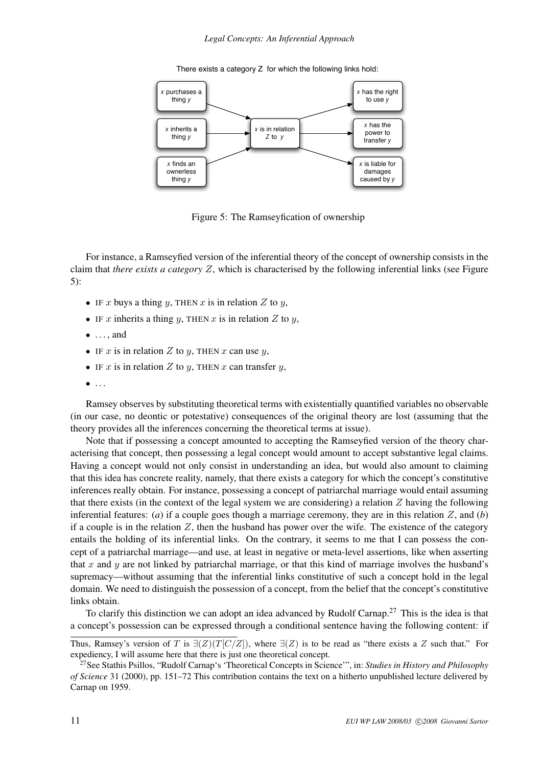There exists a category Z for which the following links hold:

*x* purchases a thing *y*

*x* inherits a thing *y*

*x* finds an ownerless thing *y*

*x* is in relation *Z* to *y*

*x* has the right to use *y*

*x* has the power to transfer *y*

*x* is liable for damages caused by *y*

Figure 5: The Ramseyfication of ownership

For instance, a Ramseyfied version of the inferential theory of the concept of ownership consists in the claim that *there exists a category* $Z$, which is characterised by the following inferential links (see Figure 5):

- IF $x$ buys a thing $y$, THEN $x$ is in relation $Z$ to $y$,
- IF $x$ inherits a thing $y$, THEN $x$ is in relation $Z$ to $y$,
- ..., and
- IF $x$ is in relation $Z$ to $y$, THEN $x$ can use $y$,
- IF $x$ is in relation $Z$ to $y$, THEN $x$ can transfer $y$,
- ...

Ramsey observes by substituting theoretical terms with existentially quantified variables no observable (in our case, no deontic or potestative) consequences of the original theory are lost (assuming that the theory provides all the inferences concerning the theoretical terms at issue).

Note that if possessing a concept amounted to accepting the Ramseyfied version of the theory characterising that concept, then possessing a legal concept would amount to accept substantive legal claims. Having a concept would not only consist in understanding an idea, but would also amount to claiming that this idea has concrete reality, namely, that there exists a category for which the concept's constitutive inferences really obtain. For instance, possessing a concept of patriarchal marriage would entail assuming that there exists (in the context of the legal system we are considering) a relation $Z$ having the following inferential features: (*a*) if a couple goes though a marriage ceremony, they are in this relation $Z$, and (*b*) if a couple is in the relation $Z$, then the husband has power over the wife. The existence of the category entails the holding of its inferential links. On the contrary, it seems to me that I can possess the concept of a patriarchal marriage—and use, at least in negative or meta-level assertions, like when asserting that $x$ and $y$ are not linked by patriarchal marriage, or that this kind of marriage involves the husband's supremacy—without assuming that the inferential links constitutive of such a concept hold in the legal domain. We need to distinguish the possession of a concept, from the belief that the concept's constitutive links obtain.

To clarify this distinction we can adopt an idea advanced by Rudolf Carnap.[27] This is the idea is that a concept's possession can be expressed through a conditional sentence having the following content: if

---

Thus, Ramsey's version of $T$ is $\exists(Z)(T[C/Z])$, where $\exists(Z)$ is to be read as "there exists a $Z$ such that." For expediency, I will assume here that there is just one theoretical concept.

[27] See Stathis Psillos, "Rudolf Carnap's 'Theoretical Concepts in Science'", in: *Studies in History and Philosophy of Science* 31 (2000), pp. 151–72 This contribution contains the text on a hitherto unpublished lecture delivered by Carnap on 1959.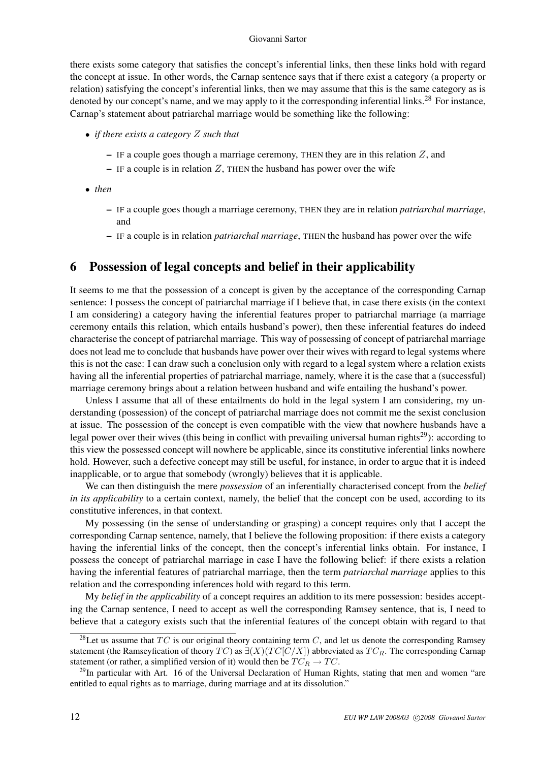there exists some category that satisfies the concept's inferential links, then these links hold with regard the concept at issue. In other words, the Carnap sentence says that if there exist a category (a property or relation) satisfying the concept's inferential links, then we may assume that this is the same category as is denoted by our concept's name, and we may apply to it the corresponding inferential links.[28] For instance, Carnap's statement about patriarchal marriage would be something like the following:

- *if there exists a category $Z$ such that*
  - IF a couple goes though a marriage ceremony, THEN they are in this relation $Z$, and
  - IF a couple is in relation $Z$, THEN the husband has power over the wife
- *then*
  - IF a couple goes though a marriage ceremony, THEN they are in relation *patriarchal marriage*, and
  - IF a couple is in relation *patriarchal marriage*, THEN the husband has power over the wife

## 6 Possession of legal concepts and belief in their applicability

It seems to me that the possession of a concept is given by the acceptance of the corresponding Carnap sentence: I possess the concept of patriarchal marriage if I believe that, in case there exists (in the context I am considering) a category having the inferential features proper to patriarchal marriage (a marriage ceremony entails this relation, which entails husband's power), then these inferential features do indeed characterise the concept of patriarchal marriage. This way of possessing of concept of patriarchal marriage does not lead me to conclude that husbands have power over their wives with regard to legal systems where this is not the case: I can draw such a conclusion only with regard to a legal system where a relation exists having all the inferential properties of patriarchal marriage, namely, where it is the case that a (successful) marriage ceremony brings about a relation between husband and wife entailing the husband's power.

Unless I assume that all of these entailments do hold in the legal system I am considering, my understanding (possession) of the concept of patriarchal marriage does not commit me the sexist conclusion at issue. The possession of the concept is even compatible with the view that nowhere husbands have a legal power over their wives (this being in conflict with prevailing universal human rights[29]): according to this view the possessed concept will nowhere be applicable, since its constitutive inferential links nowhere hold. However, such a defective concept may still be useful, for instance, in order to argue that it is indeed inapplicable, or to argue that somebody (wrongly) believes that it is applicable.

We can then distinguish the mere *possession* of an inferentially characterised concept from the *belief in its applicability* to a certain context, namely, the belief that the concept con be used, according to its constitutive inferences, in that context.

My possessing (in the sense of understanding or grasping) a concept requires only that I accept the corresponding Carnap sentence, namely, that I believe the following proposition: if there exists a category having the inferential links of the concept, then the concept's inferential links obtain. For instance, I possess the concept of patriarchal marriage in case I have the following belief: if there exists a relation having the inferential features of patriarchal marriage, then the term *patriarchal marriage* applies to this relation and the corresponding inferences hold with regard to this term.

My *belief in the applicability* of a concept requires an addition to its mere possession: besides accepting the Carnap sentence, I need to accept as well the corresponding Ramsey sentence, that is, I need to believe that a category exists such that the inferential features of the concept obtain with regard to that

---

[28] Let us assume that $TC$ is our original theory containing term $C$, and let us denote the corresponding Ramsey statement (the Ramseyfication of theory $TC$) as $\exists(X)(TC[C/X])$ abbreviated as $TC_R$. The corresponding Carnap statement (or rather, a simplified version of it) would then be $TC_R \rightarrow TC$.

[29] In particular with Art. 16 of the Universal Declaration of Human Rights, stating that men and women "are entitled to equal rights as to marriage, during marriage and at its dissolution."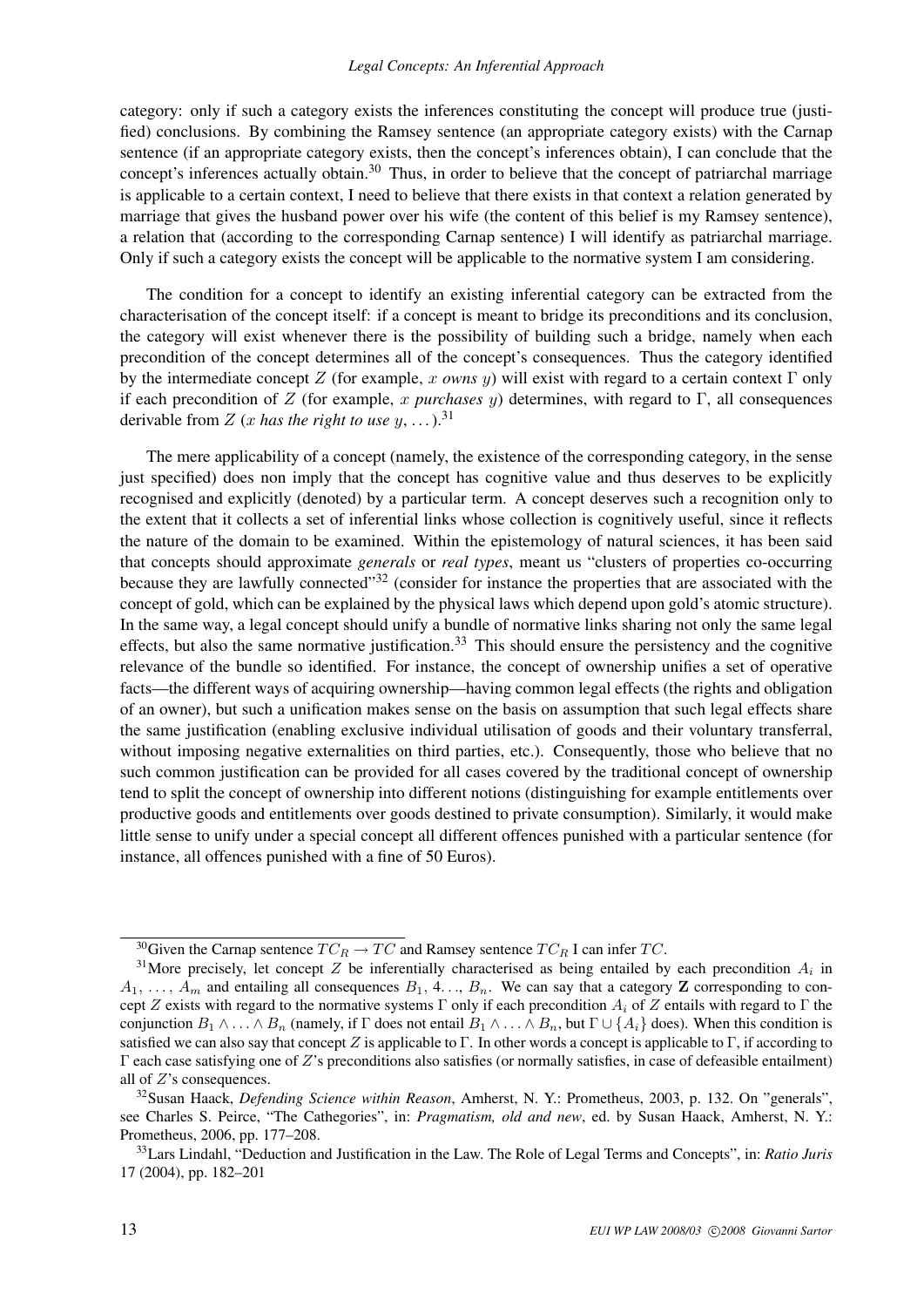category: only if such a category exists the inferences constituting the concept will produce true (justified) conclusions. By combining the Ramsey sentence (an appropriate category exists) with the Carnap sentence (if an appropriate category exists, then the concept's inferences obtain), I can conclude that the concept's inferences actually obtain.[30] Thus, in order to believe that the concept of patriarchal marriage is applicable to a certain context, I need to believe that there exists in that context a relation generated by marriage that gives the husband power over his wife (the content of this belief is my Ramsey sentence), a relation that (according to the corresponding Carnap sentence) I will identify as patriarchal marriage. Only if such a category exists the concept will be applicable to the normative system I am considering.

The condition for a concept to identify an existing inferential category can be extracted from the characterisation of the concept itself: if a concept is meant to bridge its preconditions and its conclusion, the category will exist whenever there is the possibility of building such a bridge, namely when each precondition of the concept determines all of the concept's consequences. Thus the category identified by the intermediate concept $Z$ (for example, $x$ *owns* $y$) will exist with regard to a certain context $\Gamma$ only if each precondition of $Z$ (for example, $x$ *purchases* $y$) determines, with regard to $\Gamma$, all consequences derivable from $Z$ ($x$ *has the right to use* $y, \ldots$).[31]

The mere applicability of a concept (namely, the existence of the corresponding category, in the sense just specified) does non imply that the concept has cognitive value and thus deserves to be explicitly recognised and explicitly (denoted) by a particular term. A concept deserves such a recognition only to the extent that it collects a set of inferential links whose collection is cognitively useful, since it reflects the nature of the domain to be examined. Within the epistemology of natural sciences, it has been said that concepts should approximate *generals* or *real types*, meant us "clusters of properties co-occurring because they are lawfully connected"[32] (consider for instance the properties that are associated with the concept of gold, which can be explained by the physical laws which depend upon gold's atomic structure). In the same way, a legal concept should unify a bundle of normative links sharing not only the same legal effects, but also the same normative justification.[33] This should ensure the persistency and the cognitive relevance of the bundle so identified. For instance, the concept of ownership unifies a set of operative facts—the different ways of acquiring ownership—having common legal effects (the rights and obligation of an owner), but such a unification makes sense on the basis on assumption that such legal effects share the same justification (enabling exclusive individual utilisation of goods and their voluntary transferral, without imposing negative externalities on third parties, etc.). Consequently, those who believe that no such common justification can be provided for all cases covered by the traditional concept of ownership tend to split the concept of ownership into different notions (distinguishing for example entitlements over productive goods and entitlements over goods destined to private consumption). Similarly, it would make little sense to unify under a special concept all different offences punished with a particular sentence (for instance, all offences punished with a fine of 50 Euros).

---

[30] Given the Carnap sentence $TC_R \rightarrow TC$ and Ramsey sentence $TC_R$ I can infer $TC$.

[31] More precisely, let concept $Z$ be inferentially characterised as being entailed by each precondition $A_i$ in $A_1, \ldots, A_m$ and entailing all consequences $B_1, 4\ldots, B_n$. We can say that a category **Z** corresponding to concept $Z$ exists with regard to the normative systems $\Gamma$ only if each precondition $A_i$ of $Z$ entails with regard to $\Gamma$ the conjunction $B_1 \wedge \ldots \wedge B_n$ (namely, if $\Gamma$ does not entail $B_1 \wedge \ldots \wedge B_n$, but $\Gamma \cup \{A_i\}$ does). When this condition is satisfied we can also say that concept $Z$ is applicable to $\Gamma$. In other words a concept is applicable to $\Gamma$, if according to $\Gamma$ each case satisfying one of $Z$'s preconditions also satisfies (or normally satisfies, in case of defeasible entailment) all of $Z$'s consequences.

[32] Susan Haack, *Defending Science within Reason*, Amherst, N. Y.: Prometheus, 2003, p. 132. On "generals", see Charles S. Peirce, "The Cathegories", in: *Pragmatism, old and new*, ed. by Susan Haack, Amherst, N. Y.: Prometheus, 2006, pp. 177–208.

[33] Lars Lindahl, "Deduction and Justification in the Law. The Role of Legal Terms and Concepts", in: *Ratio Juris* 17 (2004), pp. 182–201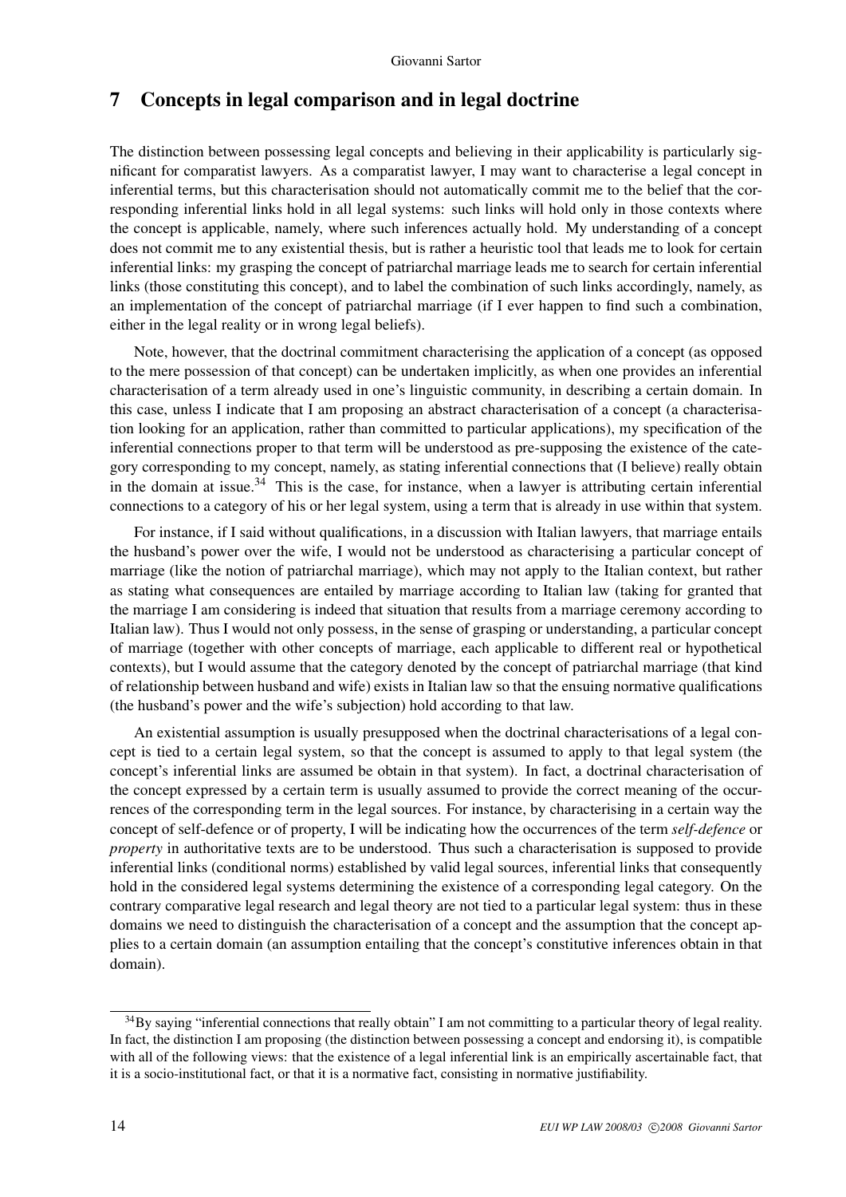## 7 Concepts in legal comparison and in legal doctrine

The distinction between possessing legal concepts and believing in their applicability is particularly significant for comparatist lawyers. As a comparatist lawyer, I may want to characterise a legal concept in inferential terms, but this characterisation should not automatically commit me to the belief that the corresponding inferential links hold in all legal systems: such links will hold only in those contexts where the concept is applicable, namely, where such inferences actually hold. My understanding of a concept does not commit me to any existential thesis, but is rather a heuristic tool that leads me to look for certain inferential links: my grasping the concept of patriarchal marriage leads me to search for certain inferential links (those constituting this concept), and to label the combination of such links accordingly, namely, as an implementation of the concept of patriarchal marriage (if I ever happen to find such a combination, either in the legal reality or in wrong legal beliefs).

Note, however, that the doctrinal commitment characterising the application of a concept (as opposed to the mere possession of that concept) can be undertaken implicitly, as when one provides an inferential characterisation of a term already used in one's linguistic community, in describing a certain domain. In this case, unless I indicate that I am proposing an abstract characterisation of a concept (a characterisation looking for an application, rather than committed to particular applications), my specification of the inferential connections proper to that term will be understood as pre-supposing the existence of the category corresponding to my concept, namely, as stating inferential connections that (I believe) really obtain in the domain at issue.[34] This is the case, for instance, when a lawyer is attributing certain inferential connections to a category of his or her legal system, using a term that is already in use within that system.

For instance, if I said without qualifications, in a discussion with Italian lawyers, that marriage entails the husband's power over the wife, I would not be understood as characterising a particular concept of marriage (like the notion of patriarchal marriage), which may not apply to the Italian context, but rather as stating what consequences are entailed by marriage according to Italian law (taking for granted that the marriage I am considering is indeed that situation that results from a marriage ceremony according to Italian law). Thus I would not only possess, in the sense of grasping or understanding, a particular concept of marriage (together with other concepts of marriage, each applicable to different real or hypothetical contexts), but I would assume that the category denoted by the concept of patriarchal marriage (that kind of relationship between husband and wife) exists in Italian law so that the ensuing normative qualifications (the husband's power and the wife's subjection) hold according to that law.

An existential assumption is usually presupposed when the doctrinal characterisations of a legal concept is tied to a certain legal system, so that the concept is assumed to apply to that legal system (the concept's inferential links are assumed be obtain in that system). In fact, a doctrinal characterisation of the concept expressed by a certain term is usually assumed to provide the correct meaning of the occurrences of the corresponding term in the legal sources. For instance, by characterising in a certain way the concept of self-defence or of property, I will be indicating how the occurrences of the term *self-defence* or *property* in authoritative texts are to be understood. Thus such a characterisation is supposed to provide inferential links (conditional norms) established by valid legal sources, inferential links that consequently hold in the considered legal systems determining the existence of a corresponding legal category. On the contrary comparative legal research and legal theory are not tied to a particular legal system: thus in these domains we need to distinguish the characterisation of a concept and the assumption that the concept applies to a certain domain (an assumption entailing that the concept's constitutive inferences obtain in that domain).

---

[34] By saying "inferential connections that really obtain" I am not committing to a particular theory of legal reality. In fact, the distinction I am proposing (the distinction between possessing a concept and endorsing it), is compatible with all of the following views: that the existence of a legal inferential link is an empirically ascertainable fact, that it is a socio-institutional fact, or that it is a normative fact, consisting in normative justifiability.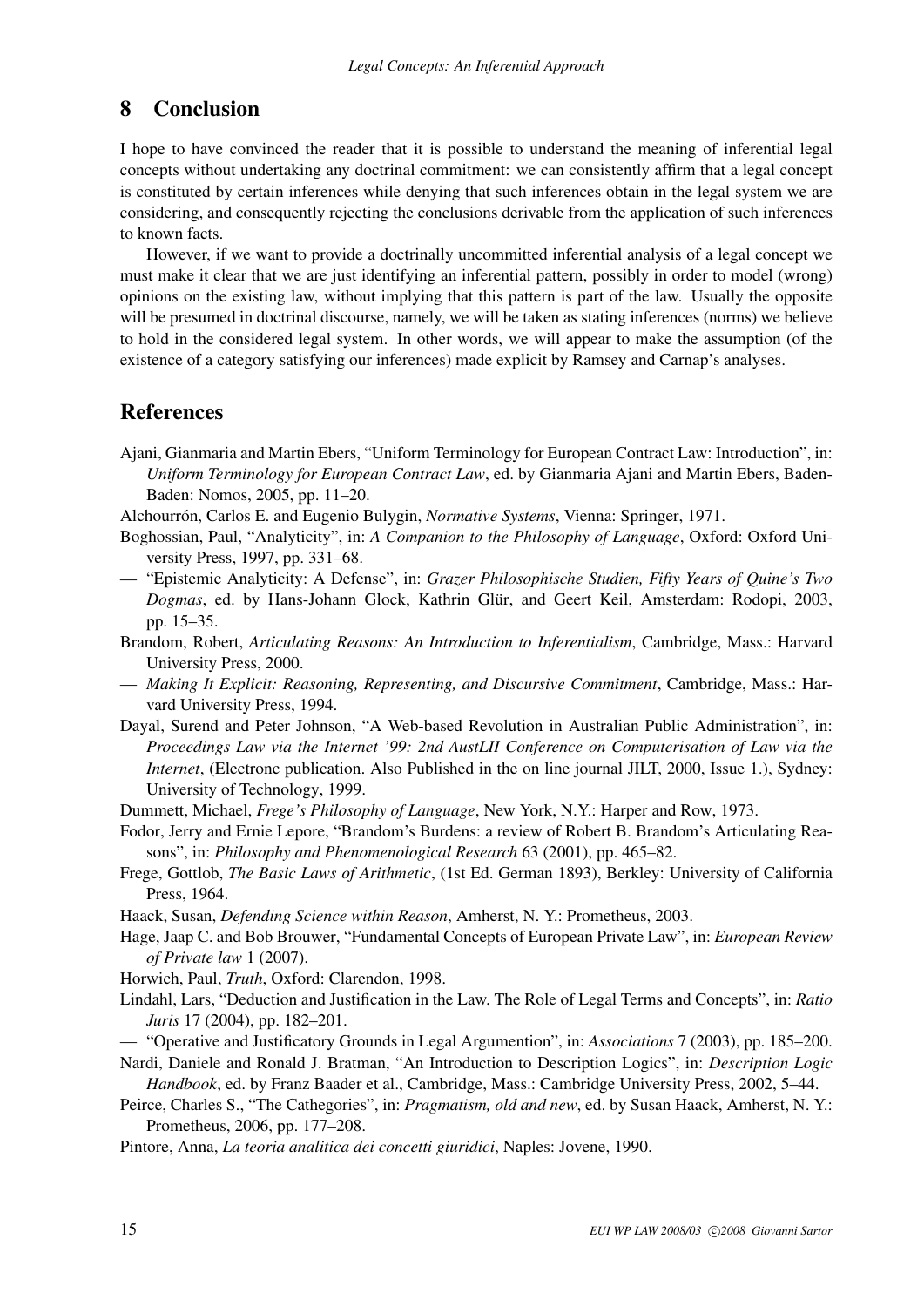## 8 Conclusion

I hope to have convinced the reader that it is possible to understand the meaning of inferential legal concepts without undertaking any doctrinal commitment: we can consistently affirm that a legal concept is constituted by certain inferences while denying that such inferences obtain in the legal system we are considering, and consequently rejecting the conclusions derivable from the application of such inferences to known facts.

However, if we want to provide a doctrinally uncommitted inferential analysis of a legal concept we must make it clear that we are just identifying an inferential pattern, possibly in order to model (wrong) opinions on the existing law, without implying that this pattern is part of the law. Usually the opposite will be presumed in doctrinal discourse, namely, we will be taken as stating inferences (norms) we believe to hold in the considered legal system. In other words, we will appear to make the assumption (of the existence of a category satisfying our inferences) made explicit by Ramsey and Carnap's analyses.

## References

Ajani, Gianmaria and Martin Ebers, "Uniform Terminology for European Contract Law: Introduction", in: *Uniform Terminology for European Contract Law*, ed. by Gianmaria Ajani and Martin Ebers, Baden-Baden: Nomos, 2005, pp. 11–20.

Alchourrón, Carlos E. and Eugenio Bulygin, *Normative Systems*, Vienna: Springer, 1971.

Boghossian, Paul, "Analyticity", in: *A Companion to the Philosophy of Language*, Oxford: Oxford University Press, 1997, pp. 331–68.

— "Epistemic Analyticity: A Defense", in: *Grazer Philosophische Studien, Fifty Years of Quine's Two Dogmas*, ed. by Hans-Johann Glock, Kathrin Glür, and Geert Keil, Amsterdam: Rodopi, 2003, pp. 15–35.

Brandom, Robert, *Articulating Reasons: An Introduction to Inferentialism*, Cambridge, Mass.: Harvard University Press, 2000.

— *Making It Explicit: Reasoning, Representing, and Discursive Commitment*, Cambridge, Mass.: Harvard University Press, 1994.

Dayal, Surend and Peter Johnson, "A Web-based Revolution in Australian Public Administration", in: *Proceedings Law via the Internet '99: 2nd AustLII Conference on Computerisation of Law via the Internet*, (Electronc publication. Also Published in the on line journal JILT, 2000, Issue 1.), Sydney: University of Technology, 1999.

Dummett, Michael, *Frege's Philosophy of Language*, New York, N.Y.: Harper and Row, 1973.

Fodor, Jerry and Ernie Lepore, "Brandom's Burdens: a review of Robert B. Brandom's Articulating Reasons", in: *Philosophy and Phenomenological Research* 63 (2001), pp. 465–82.

Frege, Gottlob, *The Basic Laws of Arithmetic*, (1st Ed. German 1893), Berkley: University of California Press, 1964.

Haack, Susan, *Defending Science within Reason*, Amherst, N. Y.: Prometheus, 2003.

Hage, Jaap C. and Bob Brouwer, "Fundamental Concepts of European Private Law", in: *European Review of Private law* 1 (2007).

Horwich, Paul, *Truth*, Oxford: Clarendon, 1998.

Lindahl, Lars, "Deduction and Justification in the Law. The Role of Legal Terms and Concepts", in: *Ratio Juris* 17 (2004), pp. 182–201.

— "Operative and Justificatory Grounds in Legal Argumention", in: *Associations* 7 (2003), pp. 185–200.

Nardi, Daniele and Ronald J. Bratman, "An Introduction to Description Logics", in: *Description Logic Handbook*, ed. by Franz Baader et al., Cambridge, Mass.: Cambridge University Press, 2002, 5–44.

Peirce, Charles S., "The Cathegories", in: *Pragmatism, old and new*, ed. by Susan Haack, Amherst, N. Y.: Prometheus, 2006, pp. 177–208.

Pintore, Anna, *La teoria analitica dei concetti giuridici*, Naples: Jovene, 1990.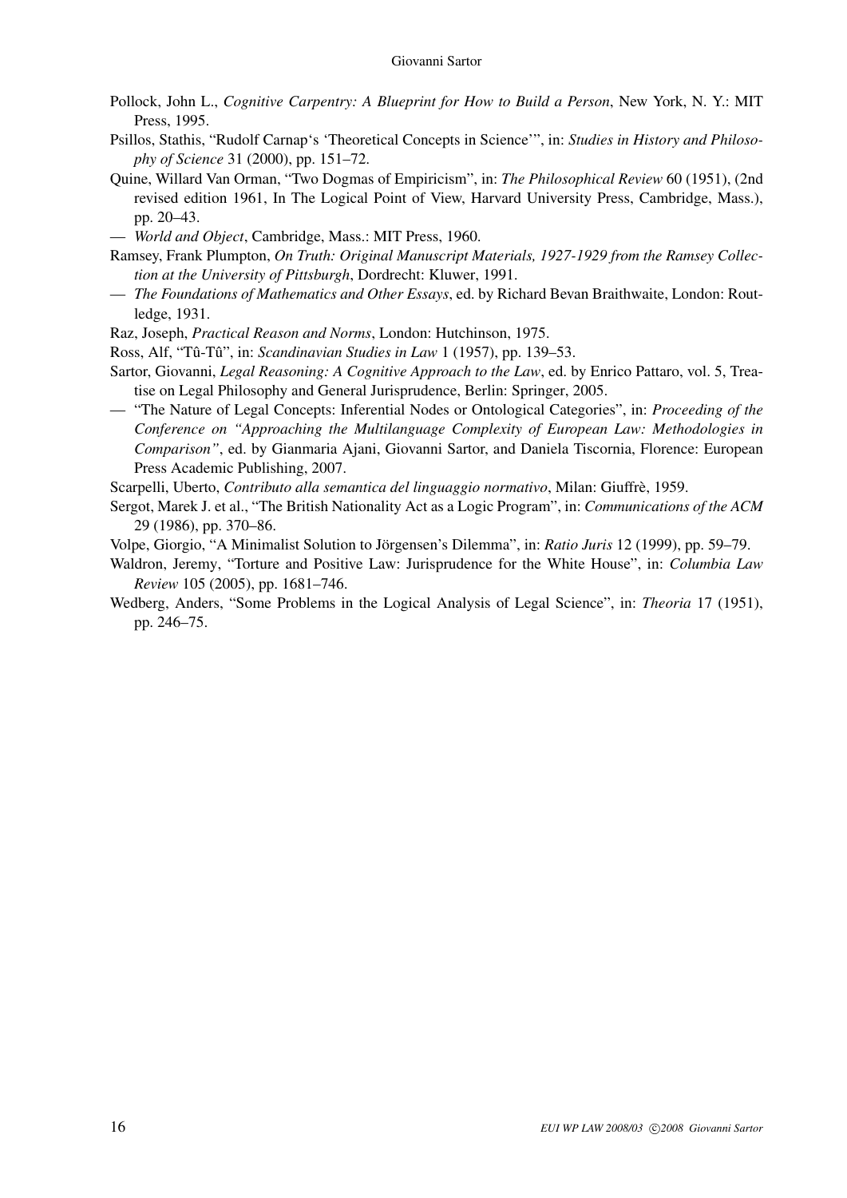Pollock, John L., *Cognitive Carpentry: A Blueprint for How to Build a Person*, New York, N. Y.: MIT Press, 1995.

Psillos, Stathis, "Rudolf Carnap's 'Theoretical Concepts in Science'", in: *Studies in History and Philosophy of Science* 31 (2000), pp. 151–72.

Quine, Willard Van Orman, "Two Dogmas of Empiricism", in: *The Philosophical Review* 60 (1951), (2nd revised edition 1961, In The Logical Point of View, Harvard University Press, Cambridge, Mass.), pp. 20–43.

— *World and Object*, Cambridge, Mass.: MIT Press, 1960.

Ramsey, Frank Plumpton, *On Truth: Original Manuscript Materials, 1927-1929 from the Ramsey Collection at the University of Pittsburgh*, Dordrecht: Kluwer, 1991.

— *The Foundations of Mathematics and Other Essays*, ed. by Richard Bevan Braithwaite, London: Routledge, 1931.

Raz, Joseph, *Practical Reason and Norms*, London: Hutchinson, 1975.

Ross, Alf, "Tû-Tû", in: *Scandinavian Studies in Law* 1 (1957), pp. 139–53.

Sartor, Giovanni, *Legal Reasoning: A Cognitive Approach to the Law*, ed. by Enrico Pattaro, vol. 5, Treatise on Legal Philosophy and General Jurisprudence, Berlin: Springer, 2005.

— "The Nature of Legal Concepts: Inferential Nodes or Ontological Categories", in: *Proceeding of the Conference on "Approaching the Multilanguage Complexity of European Law: Methodologies in Comparison"*, ed. by Gianmaria Ajani, Giovanni Sartor, and Daniela Tiscornia, Florence: European Press Academic Publishing, 2007.

Scarpelli, Uberto, *Contributo alla semantica del linguaggio normativo*, Milan: Giuffrè, 1959.

Sergot, Marek J. et al., "The British Nationality Act as a Logic Program", in: *Communications of the ACM* 29 (1986), pp. 370–86.

Volpe, Giorgio, "A Minimalist Solution to Jörgensen's Dilemma", in: *Ratio Juris* 12 (1999), pp. 59–79.

Waldron, Jeremy, "Torture and Positive Law: Jurisprudence for the White House", in: *Columbia Law Review* 105 (2005), pp. 1681–746.

Wedberg, Anders, "Some Problems in the Logical Analysis of Legal Science", in: *Theoria* 17 (1951), pp. 246–75.